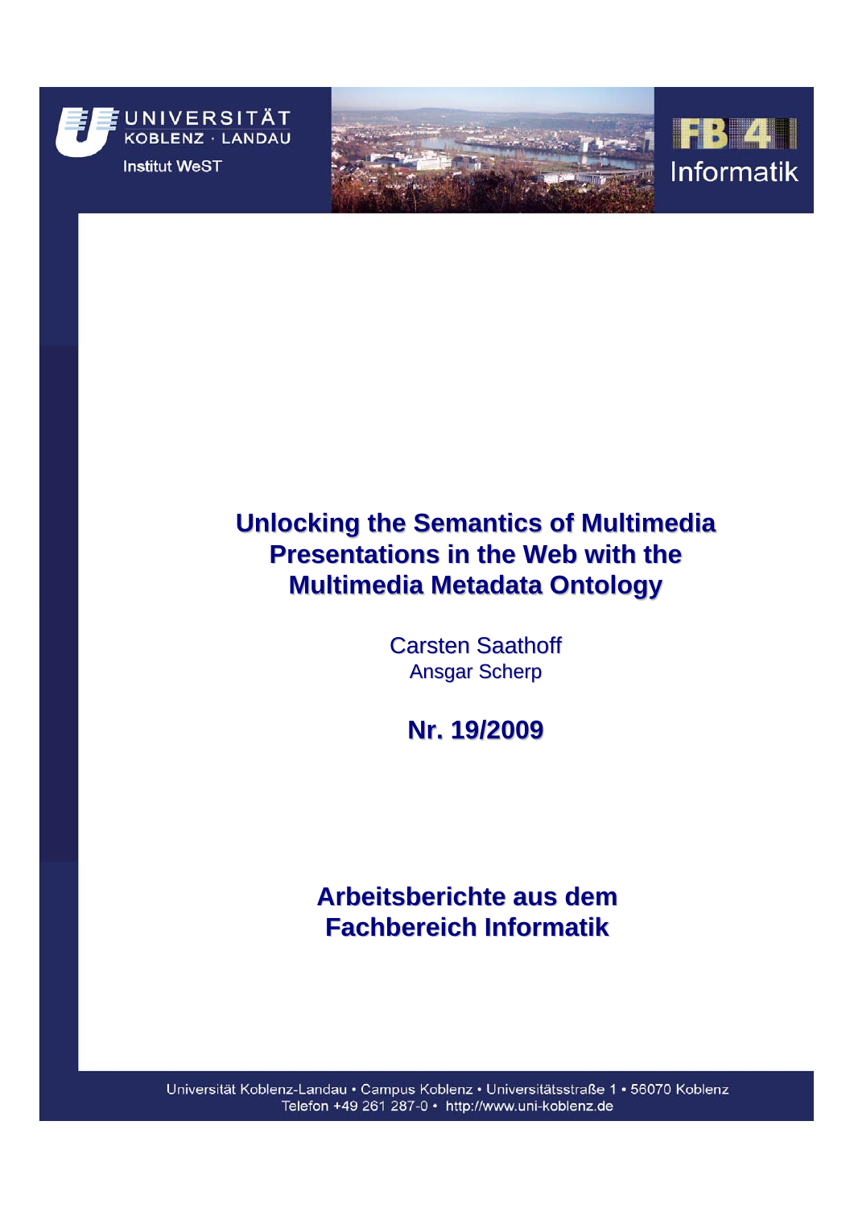UNIVERSITÄT KOBLENZ · LANDAU

Institut WeST

FB 4 Informatik

# Unlocking the Semantics of Multimedia Presentations in the Web with the Multimedia Metadata Ontology

Carsten Saathoff

Ansgar Scherp

**Nr. 19/2009**

## Arbeitsberichte aus dem Fachbereich Informatik

Universität Koblenz-Landau • Campus Koblenz • Universitätsstraße 1 • 56070 Koblenz
Telefon +49 261 287-0 • http://www.uni-koblenz.de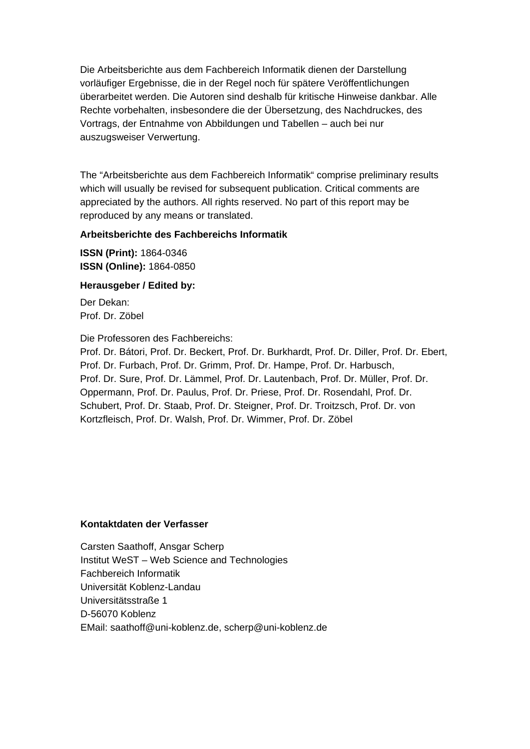Die Arbeitsberichte aus dem Fachbereich Informatik dienen der Darstellung vorläufiger Ergebnisse, die in der Regel noch für spätere Veröffentlichungen überarbeitet werden. Die Autoren sind deshalb für kritische Hinweise dankbar. Alle Rechte vorbehalten, insbesondere die der Übersetzung, des Nachdruckes, des Vortrags, der Entnahme von Abbildungen und Tabellen – auch bei nur auszugsweiser Verwertung.

The "Arbeitsberichte aus dem Fachbereich Informatik" comprise preliminary results which will usually be revised for subsequent publication. Critical comments are appreciated by the authors. All rights reserved. No part of this report may be reproduced by any means or translated.

**Arbeitsberichte des Fachbereichs Informatik**

**ISSN (Print):** 1864-0346
**ISSN (Online):** 1864-0850

**Herausgeber / Edited by:**

Der Dekan:
Prof. Dr. Zöbel

Die Professoren des Fachbereichs:
Prof. Dr. Bátori, Prof. Dr. Beckert, Prof. Dr. Burkhardt, Prof. Dr. Diller, Prof. Dr. Ebert, Prof. Dr. Furbach, Prof. Dr. Grimm, Prof. Dr. Hampe, Prof. Dr. Harbusch, Prof. Dr. Sure, Prof. Dr. Lämmel, Prof. Dr. Lautenbach, Prof. Dr. Müller, Prof. Dr. Oppermann, Prof. Dr. Paulus, Prof. Dr. Priese, Prof. Dr. Rosendahl, Prof. Dr. Schubert, Prof. Dr. Staab, Prof. Dr. Steigner, Prof. Dr. Troitzsch, Prof. Dr. von Kortzfleisch, Prof. Dr. Walsh, Prof. Dr. Wimmer, Prof. Dr. Zöbel

**Kontaktdaten der Verfasser**

Carsten Saathoff, Ansgar Scherp
Institut WeST – Web Science and Technologies
Fachbereich Informatik
Universität Koblenz-Landau
Universitätsstraße 1
D-56070 Koblenz
EMail: saathoff@uni-koblenz.de, scherp@uni-koblenz.de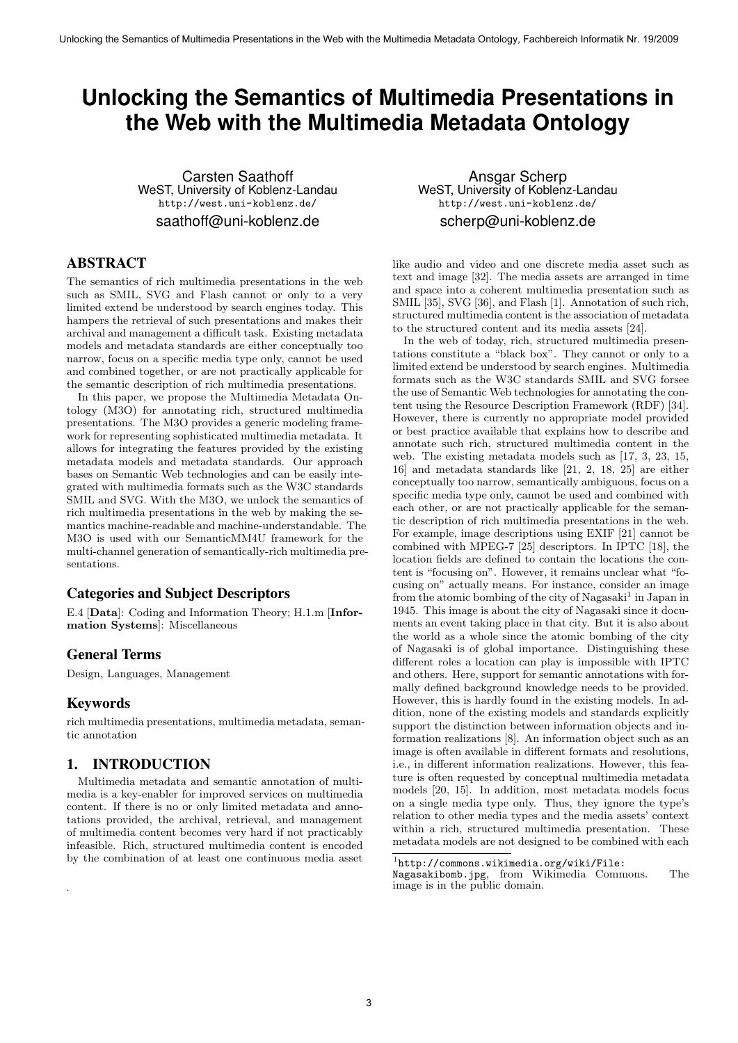# Unlocking the Semantics of Multimedia Presentations in the Web with the Multimedia Metadata Ontology

Carsten Saathoff
WeST, University of Koblenz-Landau
http://west.uni-koblenz.de/
saathoff@uni-koblenz.de

Ansgar Scherp
WeST, University of Koblenz-Landau
http://west.uni-koblenz.de/
scherp@uni-koblenz.de

## ABSTRACT

The semantics of rich multimedia presentations in the web such as SMIL, SVG and Flash cannot or only to a very limited extend be understood by search engines today. This hampers the retrieval of such presentations and makes their archival and management a difficult task. Existing metadata models and metadata standards are either conceptually too narrow, focus on a specific media type only, cannot be used and combined together, or are not practically applicable for the semantic description of rich multimedia presentations.

In this paper, we propose the Multimedia Metadata Ontology (M3O) for annotating rich, structured multimedia presentations. The M3O provides a generic modeling framework for representing sophisticated multimedia metadata. It allows for integrating the features provided by the existing metadata models and metadata standards. Our approach bases on Semantic Web technologies and can be easily integrated with multimedia formats such as the W3C standards SMIL and SVG. With the M3O, we unlock the semantics of rich multimedia presentations in the web by making the semantics machine-readable and machine-understandable. The M3O is used with our SemanticMM4U framework for the multi-channel generation of semantically-rich multimedia presentations.

### Categories and Subject Descriptors

E.4 [**Data**]: Coding and Information Theory; H.1.m [**Information Systems**]: Miscellaneous

### General Terms

Design, Languages, Management

### Keywords

rich multimedia presentations, multimedia metadata, semantic annotation

## 1. INTRODUCTION

Multimedia metadata and semantic annotation of multimedia is a key-enabler for improved services on multimedia content. If there is no or only limited metadata and annotations provided, the archival, retrieval, and management of multimedia content becomes very hard if not practicably infeasible. Rich, structured multimedia content is encoded by the combination of at least one continuous media asset like audio and video and one discrete media asset such as text and image [32]. The media assets are arranged in time and space into a coherent multimedia presentation such as SMIL [35], SVG [36], and Flash [1]. Annotation of such rich, structured multimedia content is the association of metadata to the structured content and its media assets [24].

In the web of today, rich, structured multimedia presentations constitute a "black box". They cannot or only to a limited extend be understood by search engines. Multimedia formats such as the W3C standards SMIL and SVG forsee the use of Semantic Web technologies for annotating the content using the Resource Description Framework (RDF) [34]. However, there is currently no appropriate model provided or best practice available that explains how to describe and annotate such rich, structured multimedia content in the web. The existing metadata models such as [17, 3, 23, 15, 16] and metadata standards like [21, 2, 18, 25] are either conceptually too narrow, semantically ambiguous, focus on a specific media type only, cannot be used and combined with each other, or are not practically applicable for the semantic description of rich multimedia presentations in the web. For example, image descriptions using EXIF [21] cannot be combined with MPEG-7 [25] descriptors. In IPTC [18], the location fields are defined to contain the locations the content is "focusing on". However, it remains unclear what "focusing on" actually means. For instance, consider an image from the atomic bombing of the city of Nagasaki[1] in Japan in 1945. This image is about the city of Nagasaki since it documents an event taking place in that city. But it is also about the world as a whole since the atomic bombing of the city of Nagasaki is of global importance. Distinguishing these different roles a location can play is impossible with IPTC and others. Here, support for semantic annotations with formally defined background knowledge needs to be provided. However, this is hardly found in the existing models. In addition, none of the existing models and standards explicitly support the distinction between information objects and information realizations [8]. An information object such as an image is often available in different formats and resolutions, i.e., in different information realizations. However, this feature is often requested by conceptual multimedia metadata models [20, 15]. In addition, most metadata models focus on a single media type only. Thus, they ignore the type's relation to other media types and the media assets' context within a rich, structured multimedia presentation. These metadata models are not designed to be combined with each

[1] http://commons.wikimedia.org/wiki/File:Nagasakibomb.jpg, from Wikimedia Commons. The image is in the public domain.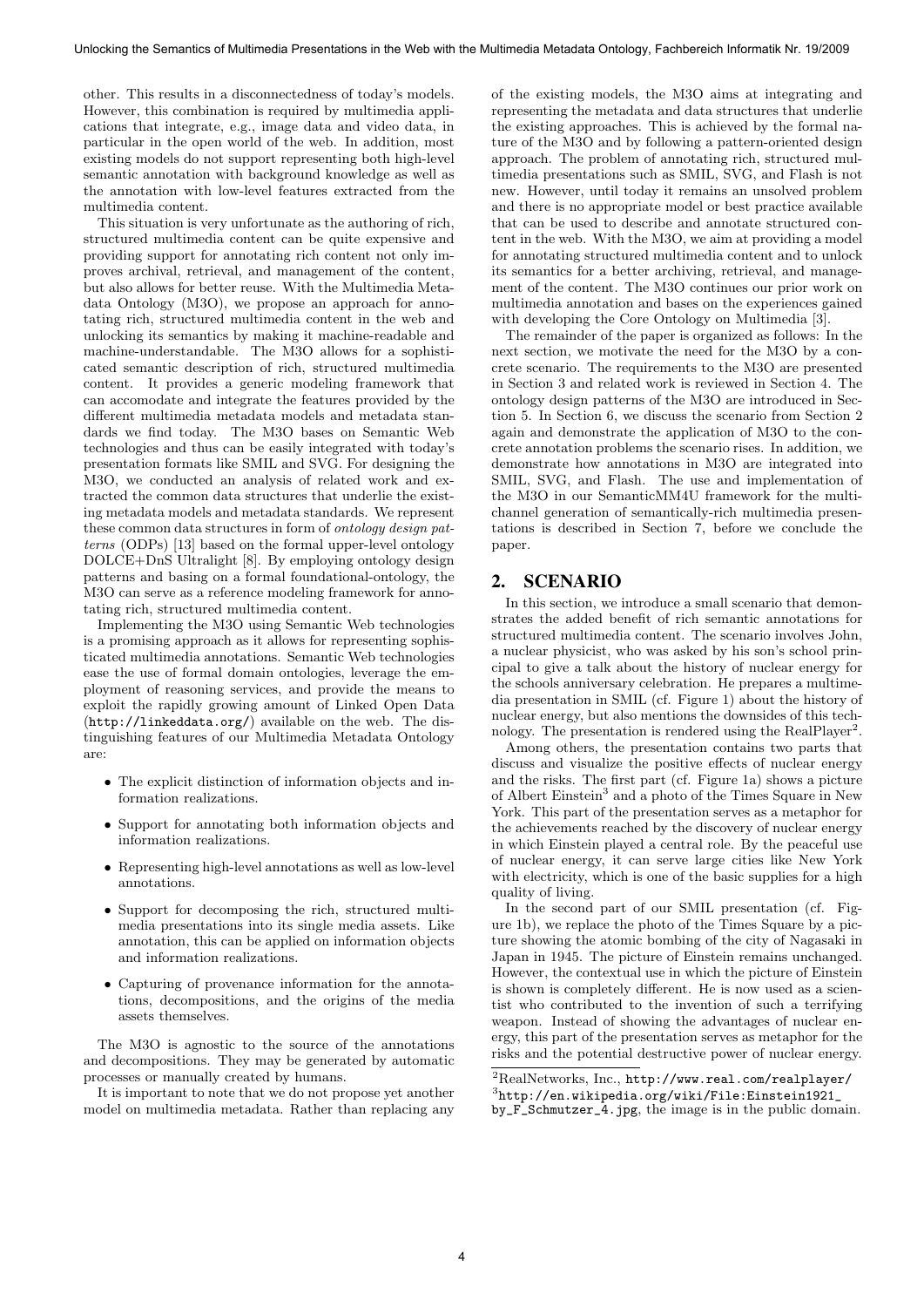other. This results in a disconnectedness of today's models. However, this combination is required by multimedia applications that integrate, e.g., image data and video data, in particular in the open world of the web. In addition, most existing models do not support representing both high-level semantic annotation with background knowledge as well as the annotation with low-level features extracted from the multimedia content.

This situation is very unfortunate as the authoring of rich, structured multimedia content can be quite expensive and providing support for annotating rich content not only improves archival, retrieval, and management of the content, but also allows for better reuse. With the Multimedia Metadata Ontology (M3O), we propose an approach for annotating rich, structured multimedia content in the web and unlocking its semantics by making it machine-readable and machine-understandable. The M3O allows for a sophisticated semantic description of rich, structured multimedia content. It provides a generic modeling framework that can accomodate and integrate the features provided by the different multimedia metadata models and metadata standards we find today. The M3O bases on Semantic Web technologies and thus can be easily integrated with today's presentation formats like SMIL and SVG. For designing the M3O, we conducted an analysis of related work and extracted the common data structures that underlie the existing metadata models and metadata standards. We represent these common data structures in form of *ontology design patterns* (ODPs) [13] based on the formal upper-level ontology DOLCE+DnS Ultralight [8]. By employing ontology design patterns and basing on a formal foundational-ontology, the M3O can serve as a reference modeling framework for annotating rich, structured multimedia content.

Implementing the M3O using Semantic Web technologies is a promising approach as it allows for representing sophisticated multimedia annotations. Semantic Web technologies ease the use of formal domain ontologies, leverage the employment of reasoning services, and provide the means to exploit the rapidly growing amount of Linked Open Data (http://linkeddata.org/) available on the web. The distinguishing features of our Multimedia Metadata Ontology are:

- The explicit distinction of information objects and information realizations.
- Support for annotating both information objects and information realizations.
- Representing high-level annotations as well as low-level annotations.
- Support for decomposing the rich, structured multimedia presentations into its single media assets. Like annotation, this can be applied on information objects and information realizations.
- Capturing of provenance information for the annotations, decompositions, and the origins of the media assets themselves.

The M3O is agnostic to the source of the annotations and decompositions. They may be generated by automatic processes or manually created by humans.

It is important to note that we do not propose yet another model on multimedia metadata. Rather than replacing any of the existing models, the M3O aims at integrating and representing the metadata and data structures that underlie the existing approaches. This is achieved by the formal nature of the M3O and by following a pattern-oriented design approach. The problem of annotating rich, structured multimedia presentations such as SMIL, SVG, and Flash is not new. However, until today it remains an unsolved problem and there is no appropriate model or best practice available that can be used to describe and annotate structured content in the web. With the M3O, we aim at providing a model for annotating structured multimedia content and to unlock its semantics for a better archiving, retrieval, and management of the content. The M3O continues our prior work on multimedia annotation and bases on the experiences gained with developing the Core Ontology on Multimedia [3].

The remainder of the paper is organized as follows: In the next section, we motivate the need for the M3O by a concrete scenario. The requirements to the M3O are presented in Section 3 and related work is reviewed in Section 4. The ontology design patterns of the M3O are introduced in Section 5. In Section 6, we discuss the scenario from Section 2 again and demonstrate the application of M3O to the concrete annotation problems the scenario rises. In addition, we demonstrate how annotations in M3O are integrated into SMIL, SVG, and Flash. The use and implementation of the M3O in our SemanticMM4U framework for the multichannel generation of semantically-rich multimedia presentations is described in Section 7, before we conclude the paper.

## 2. SCENARIO

In this section, we introduce a small scenario that demonstrates the added benefit of rich semantic annotations for structured multimedia content. The scenario involves John, a nuclear physicist, who was asked by his son's school principal to give a talk about the history of nuclear energy for the schools anniversary celebration. He prepares a multimedia presentation in SMIL (cf. Figure 1) about the history of nuclear energy, but also mentions the downsides of this technology. The presentation is rendered using the RealPlayer[2].

Among others, the presentation contains two parts that discuss and visualize the positive effects of nuclear energy and the risks. The first part (cf. Figure 1a) shows a picture of Albert Einstein[3] and a photo of the Times Square in New York. This part of the presentation serves as a metaphor for the achievements reached by the discovery of nuclear energy in which Einstein played a central role. By the peaceful use of nuclear energy, it can serve large cities like New York with electricity, which is one of the basic supplies for a high quality of living.

In the second part of our SMIL presentation (cf. Figure 1b), we replace the photo of the Times Square by a picture showing the atomic bombing of the city of Nagasaki in Japan in 1945. The picture of Einstein remains unchanged. However, the contextual use in which the picture of Einstein is shown is completely different. He is now used as a scientist who contributed to the invention of such a terrifying weapon. Instead of showing the advantages of nuclear energy, this part of the presentation serves as metaphor for the risks and the potential destructive power of nuclear energy.

[2] RealNetworks, Inc., http://www.real.com/realplayer/

[3] http://en.wikipedia.org/wiki/File:Einstein1921_by_F_Schmutzer_4.jpg, the image is in the public domain.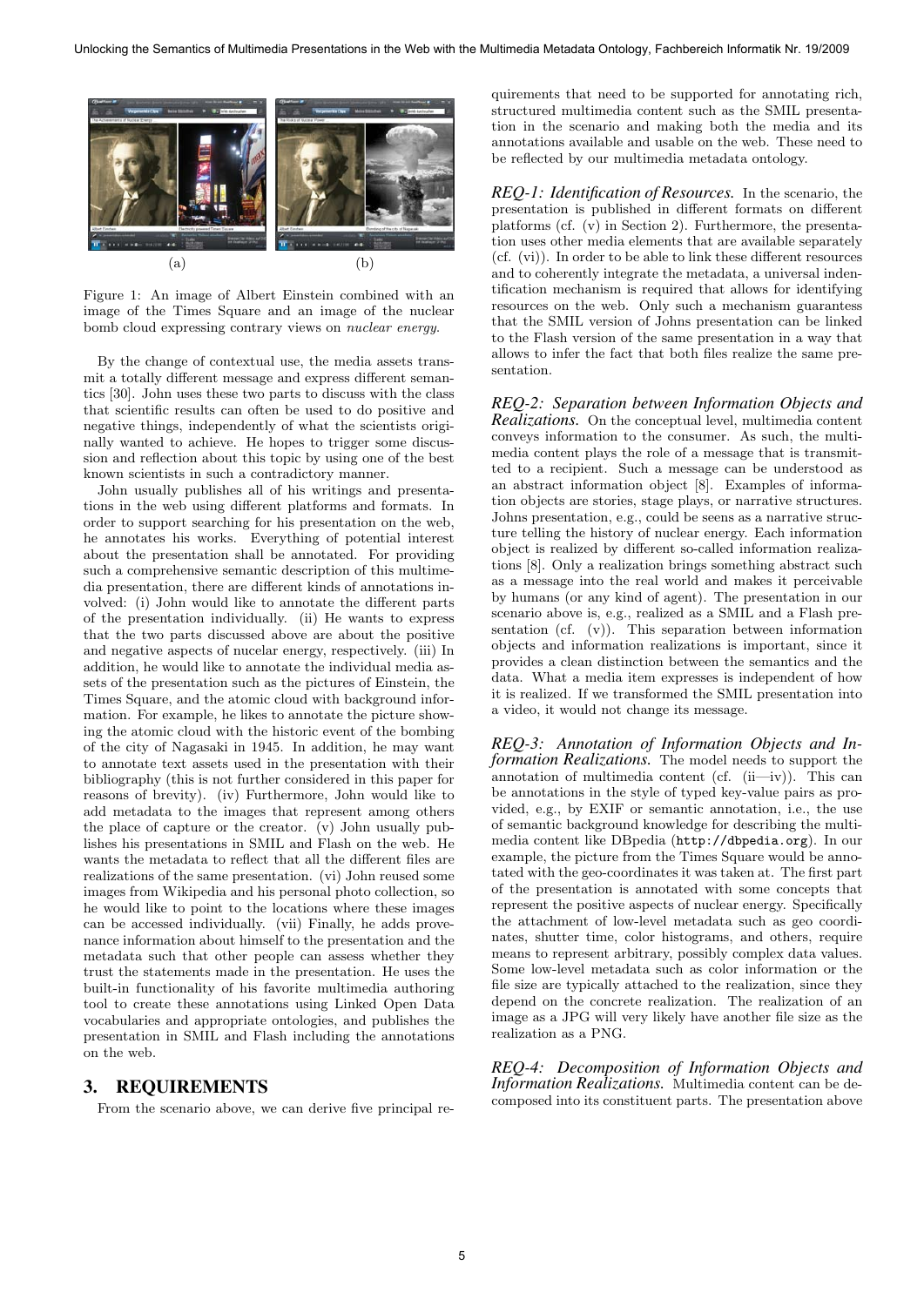(a) (b)

Figure 1: An image of Albert Einstein combined with an image of the Times Square and an image of the nuclear bomb cloud expressing contrary views on *nuclear energy*.

By the change of contextual use, the media assets transmit a totally different message and express different semantics [30]. John uses these two parts to discuss with the class that scientific results can often be used to do positive and negative things, independently of what the scientists originally wanted to achieve. He hopes to trigger some discussion and reflection about this topic by using one of the best known scientists in such a contradictory manner.

John usually publishes all of his writings and presentations in the web using different platforms and formats. In order to support searching for his presentation on the web, he annotates his works. Everything of potential interest about the presentation shall be annotated. For providing such a comprehensive semantic description of this multimedia presentation, there are different kinds of annotations involved: (i) John would like to annotate the different parts of the presentation individually. (ii) He wants to express that the two parts discussed above are about the positive and negative aspects of nucelar energy, respectively. (iii) In addition, he would like to annotate the individual media assets of the presentation such as the pictures of Einstein, the Times Square, and the atomic cloud with background information. For example, he likes to annotate the picture showing the atomic cloud with the historic event of the bombing of the city of Nagasaki in 1945. In addition, he may want to annotate text assets used in the presentation with their bibliography (this is not further considered in this paper for reasons of brevity). (iv) Furthermore, John would like to add metadata to the images that represent among others the place of capture or the creator. (v) John usually publishes his presentations in SMIL and Flash on the web. He wants the metadata to reflect that all the different files are realizations of the same presentation. (vi) John reused some images from Wikipedia and his personal photo collection, so he would like to point to the locations where these images can be accessed individually. (vii) Finally, he adds provenance information about himself to the presentation and the metadata such that other people can assess whether they trust the statements made in the presentation. He uses the built-in functionality of his favorite multimedia authoring tool to create these annotations using Linked Open Data vocabularies and appropriate ontologies, and publishes the presentation in SMIL and Flash including the annotations on the web.

## 3. REQUIREMENTS

From the scenario above, we can derive five principal requirements that need to be supported for annotating rich, structured multimedia content such as the SMIL presentation in the scenario and making both the media and its annotations available and usable on the web. These need to be reflected by our multimedia metadata ontology.

***REQ-1: Identification of Resources.*** In the scenario, the presentation is published in different formats on different platforms (cf. (v) in Section 2). Furthermore, the presentation uses other media elements that are available separately (cf. (vi)). In order to be able to link these different resources and to coherently integrate the metadata, a universal indentification mechanism is required that allows for identifying resources on the web. Only such a mechanism guarantess that the SMIL version of Johns presentation can be linked to the Flash version of the same presentation in a way that allows to infer the fact that both files realize the same presentation.

***REQ-2: Separation between Information Objects and Realizations.*** On the conceptual level, multimedia content conveys information to the consumer. As such, the multimedia content plays the role of a message that is transmitted to a recipient. Such a message can be understood as an abstract information object [8]. Examples of information objects are stories, stage plays, or narrative structures. Johns presentation, e.g., could be seens as a narrative structure telling the history of nuclear energy. Each information object is realized by different so-called information realizations [8]. Only a realization brings something abstract such as a message into the real world and makes it perceivable by humans (or any kind of agent). The presentation in our scenario above is, e.g., realized as a SMIL and a Flash presentation (cf. (v)). This separation between information objects and information realizations is important, since it provides a clean distinction between the semantics and the data. What a media item expresses is independent of how it is realized. If we transformed the SMIL presentation into a video, it would not change its message.

***REQ-3: Annotation of Information Objects and Information Realizations.*** The model needs to support the annotation of multimedia content (cf. (ii—iv)). This can be annotations in the style of typed key-value pairs as provided, e.g., by EXIF or semantic annotation, i.e., the use of semantic background knowledge for describing the multimedia content like DBpedia (`http://dbpedia.org`). In our example, the picture from the Times Square would be annotated with the geo-coordinates it was taken at. The first part of the presentation is annotated with some concepts that represent the positive aspects of nuclear energy. Specifically the attachment of low-level metadata such as geo coordinates, shutter time, color histograms, and others, require means to represent arbitrary, possibly complex data values. Some low-level metadata such as color information or the file size are typically attached to the realization, since they depend on the concrete realization. The realization of an image as a JPG will very likely have another file size as the realization as a PNG.

***REQ-4: Decomposition of Information Objects and Information Realizations.*** Multimedia content can be decomposed into its constituent parts. The presentation above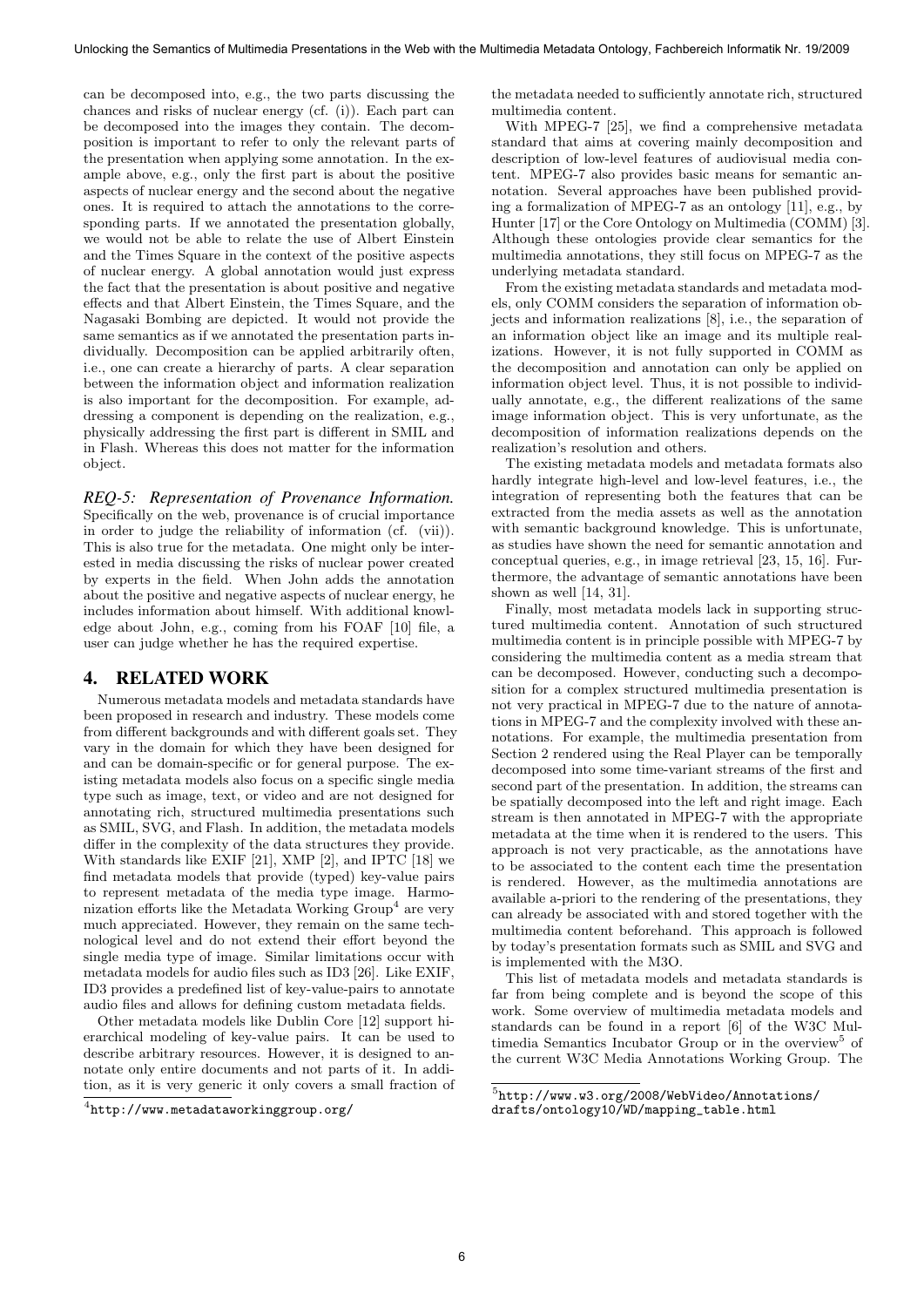can be decomposed into, e.g., the two parts discussing the chances and risks of nuclear energy (cf. (i)). Each part can be decomposed into the images they contain. The decomposition is important to refer to only the relevant parts of the presentation when applying some annotation. In the example above, e.g., only the first part is about the positive aspects of nuclear energy and the second about the negative ones. It is required to attach the annotations to the corresponding parts. If we annotated the presentation globally, we would not be able to relate the use of Albert Einstein and the Times Square in the context of the positive aspects of nuclear energy. A global annotation would just express the fact that the presentation is about positive and negative effects and that Albert Einstein, the Times Square, and the Nagasaki Bombing are depicted. It would not provide the same semantics as if we annotated the presentation parts individually. Decomposition can be applied arbitrarily often, i.e., one can create a hierarchy of parts. A clear separation between the information object and information realization is also important for the decomposition. For example, addressing a component is depending on the realization, e.g., physically addressing the first part is different in SMIL and in Flash. Whereas this does not matter for the information object.

*REQ-5: Representation of Provenance Information.* Specifically on the web, provenance is of crucial importance in order to judge the reliability of information (cf. (vii)). This is also true for the metadata. One might only be interested in media discussing the risks of nuclear power created by experts in the field. When John adds the annotation about the positive and negative aspects of nuclear energy, he includes information about himself. With additional knowledge about John, e.g., coming from his FOAF [10] file, a user can judge whether he has the required expertise.

## 4. RELATED WORK

Numerous metadata models and metadata standards have been proposed in research and industry. These models come from different backgrounds and with different goals set. They vary in the domain for which they have been designed for and can be domain-specific or for general purpose. The existing metadata models also focus on a specific single media type such as image, text, or video and are not designed for annotating rich, structured multimedia presentations such as SMIL, SVG, and Flash. In addition, the metadata models differ in the complexity of the data structures they provide. With standards like EXIF [21], XMP [2], and IPTC [18] we find metadata models that provide (typed) key-value pairs to represent metadata of the media type image. Harmonization efforts like the Metadata Working Group[4] are very much appreciated. However, they remain on the same technological level and do not extend their effort beyond the single media type of image. Similar limitations occur with metadata models for audio files such as ID3 [26]. Like EXIF, ID3 provides a predefined list of key-value-pairs to annotate audio files and allows for defining custom metadata fields.

Other metadata models like Dublin Core [12] support hierarchical modeling of key-value pairs. It can be used to describe arbitrary resources. However, it is designed to annotate only entire documents and not parts of it. In addition, as it is very generic it only covers a small fraction of the metadata needed to sufficiently annotate rich, structured multimedia content.

With MPEG-7 [25], we find a comprehensive metadata standard that aims at covering mainly decomposition and description of low-level features of audiovisual media content. MPEG-7 also provides basic means for semantic annotation. Several approaches have been published providing a formalization of MPEG-7 as an ontology [11], e.g., by Hunter [17] or the Core Ontology on Multimedia (COMM) [3]. Although these ontologies provide clear semantics for the multimedia annotations, they still focus on MPEG-7 as the underlying metadata standard.

From the existing metadata standards and metadata models, only COMM considers the separation of information objects and information realizations [8], i.e., the separation of an information object like an image and its multiple realizations. However, it is not fully supported in COMM as the decomposition and annotation can only be applied on information object level. Thus, it is not possible to individually annotate, e.g., the different realizations of the same image information object. This is very unfortunate, as the decomposition of information realizations depends on the realization's resolution and others.

The existing metadata models and metadata formats also hardly integrate high-level and low-level features, i.e., the integration of representing both the features that can be extracted from the media assets as well as the annotation with semantic background knowledge. This is unfortunate, as studies have shown the need for semantic annotation and conceptual queries, e.g., in image retrieval [23, 15, 16]. Furthermore, the advantage of semantic annotations have been shown as well [14, 31].

Finally, most metadata models lack in supporting structured multimedia content. Annotation of such structured multimedia content is in principle possible with MPEG-7 by considering the multimedia content as a media stream that can be decomposed. However, conducting such a decomposition for a complex structured multimedia presentation is not very practical in MPEG-7 due to the nature of annotations in MPEG-7 and the complexity involved with these annotations. For example, the multimedia presentation from Section 2 rendered using the Real Player can be temporally decomposed into some time-variant streams of the first and second part of the presentation. In addition, the streams can be spatially decomposed into the left and right image. Each stream is then annotated in MPEG-7 with the appropriate metadata at the time when it is rendered to the users. This approach is not very practicable, as the annotations have to be associated to the content each time the presentation is rendered. However, as the multimedia annotations are available a-priori to the rendering of the presentations, they can already be associated with and stored together with the multimedia content beforehand. This approach is followed by today's presentation formats such as SMIL and SVG and is implemented with the M3O.

This list of metadata models and metadata standards is far from being complete and is beyond the scope of this work. Some overview of multimedia metadata models and standards can be found in a report [6] of the W3C Multimedia Semantics Incubator Group or in the overview[5] of the current W3C Media Annotations Working Group. The

[4] http://www.metadataworkinggroup.org/

[5] http://www.w3.org/2008/WebVideo/Annotations/drafts/ontology10/WD/mapping_table.html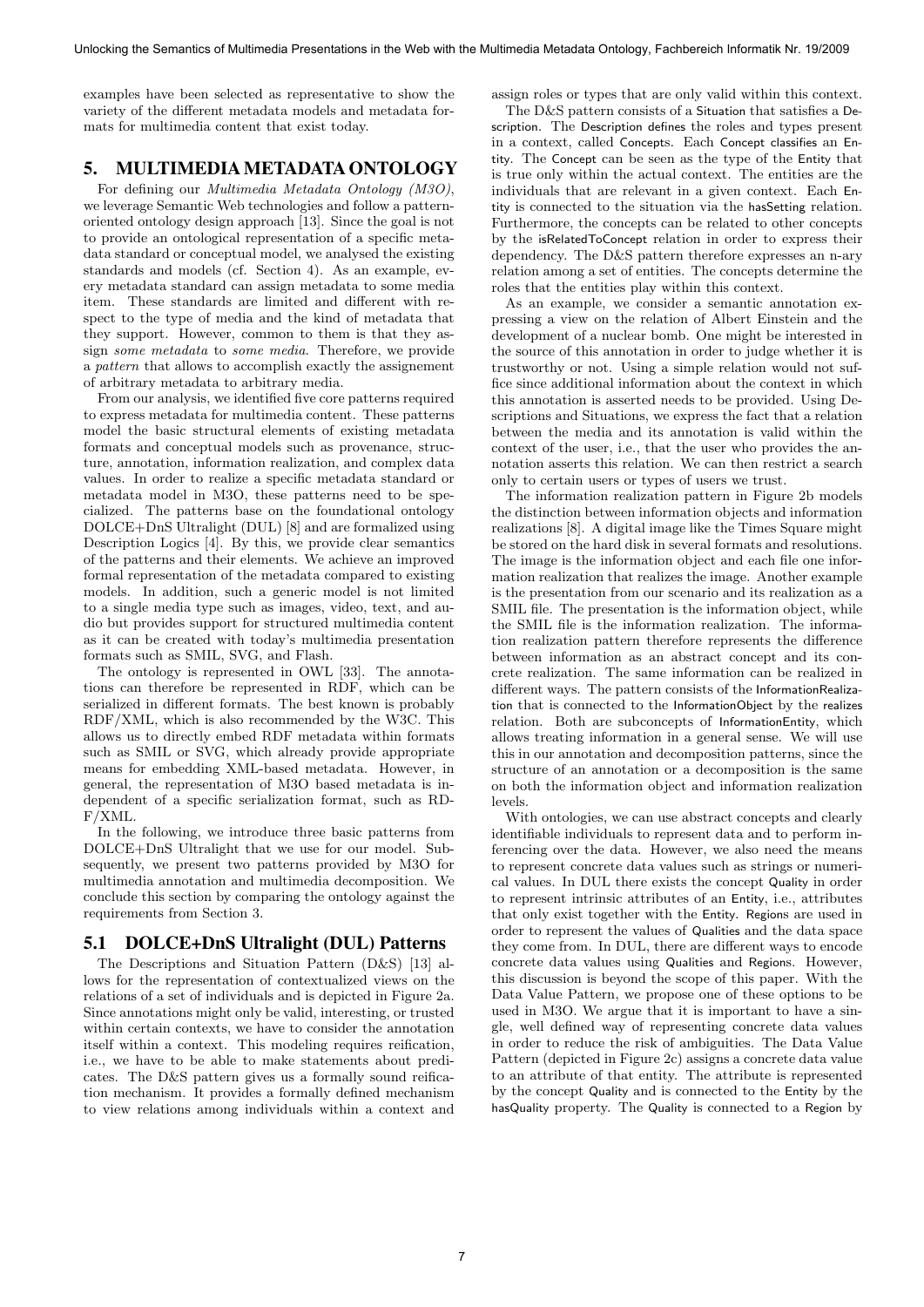examples have been selected as representative to show the variety of the different metadata models and metadata formats for multimedia content that exist today.

## 5. MULTIMEDIA METADATA ONTOLOGY

For defining our *Multimedia Metadata Ontology (M3O)*, we leverage Semantic Web technologies and follow a pattern-oriented ontology design approach [13]. Since the goal is not to provide an ontological representation of a specific metadata standard or conceptual model, we analysed the existing standards and models (cf. Section 4). As an example, every metadata standard can assign metadata to some media item. These standards are limited and different with respect to the type of media and the kind of metadata that they support. However, common to them is that they assign *some metadata* to *some media*. Therefore, we provide a *pattern* that allows to accomplish exactly the assignement of arbitrary metadata to arbitrary media.

From our analysis, we identified five core patterns required to express metadata for multimedia content. These patterns model the basic structural elements of existing metadata formats and conceptual models such as provenance, structure, annotation, information realization, and complex data values. In order to realize a specific metadata standard or metadata model in M3O, these patterns need to be specialized. The patterns base on the foundational ontology DOLCE+DnS Ultralight (DUL) [8] and are formalized using Description Logics [4]. By this, we provide clear semantics of the patterns and their elements. We achieve an improved formal representation of the metadata compared to existing models. In addition, such a generic model is not limited to a single media type such as images, video, text, and audio but provides support for structured multimedia content as it can be created with today's multimedia presentation formats such as SMIL, SVG, and Flash.

The ontology is represented in OWL [33]. The annotations can therefore be represented in RDF, which can be serialized in different formats. The best known is probably RDF/XML, which is also recommended by the W3C. This allows us to directly embed RDF metadata within formats such as SMIL or SVG, which already provide appropriate means for embedding XML-based metadata. However, in general, the representation of M3O based metadata is independent of a specific serialization format, such as RDF/XML.

In the following, we introduce three basic patterns from DOLCE+DnS Ultralight that we use for our model. Subsequently, we present two patterns provided by M3O for multimedia annotation and multimedia decomposition. We conclude this section by comparing the ontology against the requirements from Section 3.

### 5.1 DOLCE+DnS Ultralight (DUL) Patterns

The Descriptions and Situation Pattern (D&S) [13] allows for the representation of contextualized views on the relations of a set of individuals and is depicted in Figure 2a. Since annotations might only be valid, interesting, or trusted within certain contexts, we have to consider the annotation itself within a context. This modeling requires reification, i.e., we have to be able to make statements about predicates. The D&S pattern gives us a formally sound reification mechanism. It provides a formally defined mechanism to view relations among individuals within a context and assign roles or types that are only valid within this context.

The D&S pattern consists of a Situation that satisfies a Description. The Description defines the roles and types present in a context, called Concepts. Each Concept classifies an Entity. The Concept can be seen as the type of the Entity that is true only within the actual context. The entities are the individuals that are relevant in a given context. Each Entity is connected to the situation via the hasSetting relation. Furthermore, the concepts can be related to other concepts by the isRelatedToConcept relation in order to express their dependency. The D&S pattern therefore expresses an n-ary relation among a set of entities. The concepts determine the roles that the entities play within this context.

As an example, we consider a semantic annotation expressing a view on the relation of Albert Einstein and the development of a nuclear bomb. One might be interested in the source of this annotation in order to judge whether it is trustworthy or not. Using a simple relation would not suffice since additional information about the context in which this annotation is asserted needs to be provided. Using Descriptions and Situations, we express the fact that a relation between the media and its annotation is valid within the context of the user, i.e., that the user who provides the annotation asserts this relation. We can then restrict a search only to certain users or types of users we trust.

The information realization pattern in Figure 2b models the distinction between information objects and information realizations [8]. A digital image like the Times Square might be stored on the hard disk in several formats and resolutions. The image is the information object and each file one information realization that realizes the image. Another example is the presentation from our scenario and its realization as a SMIL file. The presentation is the information object, while the SMIL file is the information realization. The information realization pattern therefore represents the difference between information as an abstract concept and its concrete realization. The same information can be realized in different ways. The pattern consists of the InformationRealization that is connected to the InformationObject by the realizes relation. Both are subconcepts of InformationEntity, which allows treating information in a general sense. We will use this in our annotation and decomposition patterns, since the structure of an annotation or a decomposition is the same on both the information object and information realization levels.

With ontologies, we can use abstract concepts and clearly identifiable individuals to represent data and to perform inferencing over the data. However, we also need the means to represent concrete data values such as strings or numerical values. In DUL there exists the concept Quality in order to represent intrinsic attributes of an Entity, i.e., attributes that only exist together with the Entity. Regions are used in order to represent the values of Qualities and the data space they come from. In DUL, there are different ways to encode concrete data values using Qualities and Regions. However, this discussion is beyond the scope of this paper. With the Data Value Pattern, we propose one of these options to be used in M3O. We argue that it is important to have a single, well defined way of representing concrete data values in order to reduce the risk of ambiguities. The Data Value Pattern (depicted in Figure 2c) assigns a concrete data value to an attribute of that entity. The attribute is represented by the concept Quality and is connected to the Entity by the hasQuality property. The Quality is connected to a Region by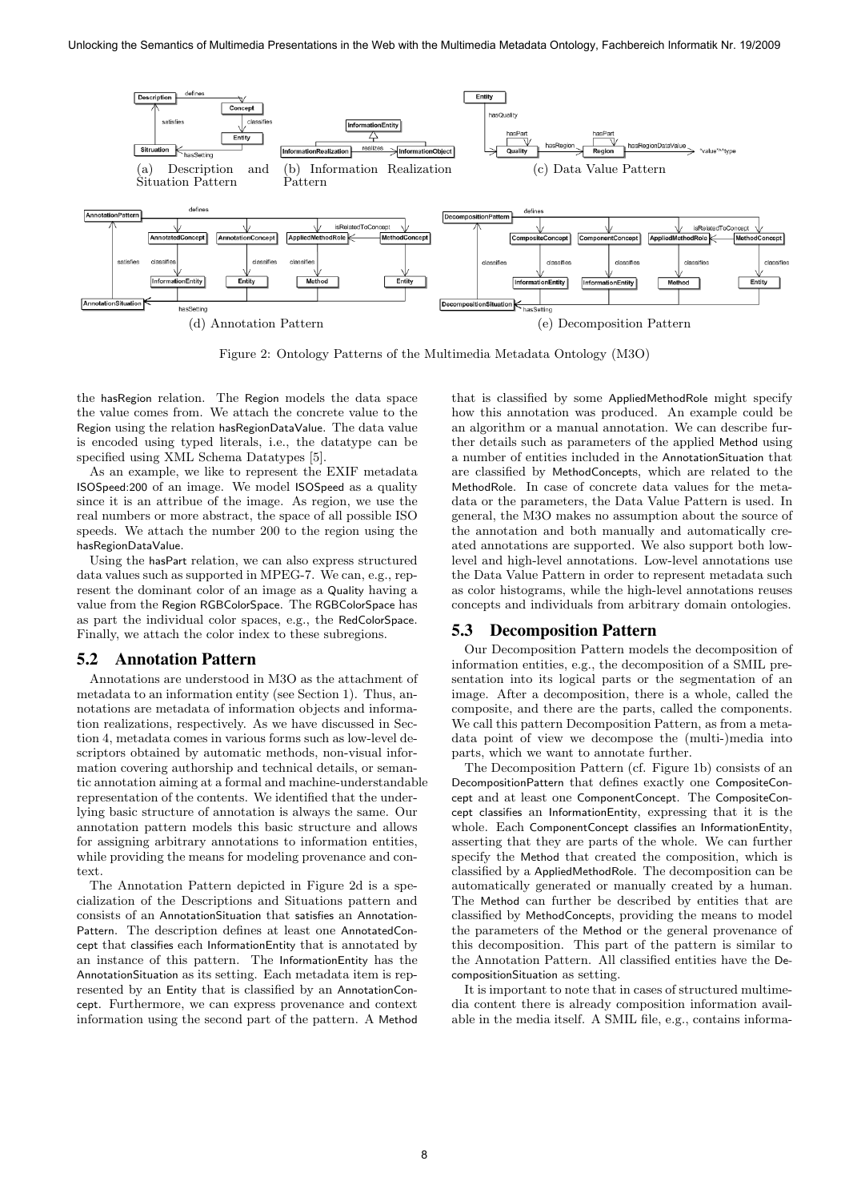(a) Description and Situation Pattern

(b) Information Realization Pattern

(c) Data Value Pattern

(d) Annotation Pattern

(e) Decomposition Pattern

Figure 2: Ontology Patterns of the Multimedia Metadata Ontology (M3O)

the hasRegion relation. The Region models the data space the value comes from. We attach the concrete value to the Region using the relation hasRegionDataValue. The data value is encoded using typed literals, i.e., the datatype can be specified using XML Schema Datatypes [5].

As an example, we like to represent the EXIF metadata ISOSpeed:200 of an image. We model ISOSpeed as a quality since it is an attribue of the image. As region, we use the real numbers or more abstract, the space of all possible ISO speeds. We attach the number 200 to the region using the hasRegionDataValue.

Using the hasPart relation, we can also express structured data values such as supported in MPEG-7. We can, e.g., represent the dominant color of an image as a Quality having a value from the Region RGBColorSpace. The RGBColorSpace has as part the individual color spaces, e.g., the RedColorSpace. Finally, we attach the color index to these subregions.

## 5.2 Annotation Pattern

Annotations are understood in M3O as the attachment of metadata to an information entity (see Section 1). Thus, annotations are metadata of information objects and information realizations, respectively. As we have discussed in Section 4, metadata comes in various forms such as low-level descriptors obtained by automatic methods, non-visual information covering authorship and technical details, or semantic annotation aiming at a formal and machine-understandable representation of the contents. We identified that the underlying basic structure of annotation is always the same. Our annotation pattern models this basic structure and allows for assigning arbitrary annotations to information entities, while providing the means for modeling provenance and context.

The Annotation Pattern depicted in Figure 2d is a specialization of the Descriptions and Situations pattern and consists of an AnnotationSituation that satisfies an AnnotationPattern. The description defines at least one AnnotatedConcept that classifies each InformationEntity that is annotated by an instance of this pattern. The InformationEntity has the AnnotationSituation as its setting. Each metadata item is represented by an Entity that is classified by an AnnotationConcept. Furthermore, we can express provenance and context information using the second part of the pattern. A Method that is classified by some AppliedMethodRole might specify how this annotation was produced. An example could be an algorithm or a manual annotation. We can describe further details such as parameters of the applied Method using a number of entities included in the AnnotationSituation that are classified by MethodConcepts, which are related to the MethodRole. In case of concrete data values for the metadata or the parameters, the Data Value Pattern is used. In general, the M3O makes no assumption about the source of the annotation and both manually and automatically created annotations are supported. We also support both low-level and high-level annotations. Low-level annotations use the Data Value Pattern in order to represent metadata such as color histograms, while the high-level annotations reuses concepts and individuals from arbitrary domain ontologies.

## 5.3 Decomposition Pattern

Our Decomposition Pattern models the decomposition of information entities, e.g., the decomposition of a SMIL presentation into its logical parts or the segmentation of an image. After a decomposition, there is a whole, called the composite, and there are the parts, called the components. We call this pattern Decomposition Pattern, as from a metadata point of view we decompose the (multi-)media into parts, which we want to annotate further.

The Decomposition Pattern (cf. Figure 1b) consists of an DecompositionPattern that defines exactly one CompositeConcept and at least one ComponentConcept. The CompositeConcept classifies an InformationEntity, expressing that it is the whole. Each ComponentConcept classifies an InformationEntity, asserting that they are parts of the whole. We can further specify the Method that created the composition, which is classified by a AppliedMethodRole. The decomposition can be automatically generated or manually created by a human. The Method can further be described by entities that are classified by MethodConcepts, providing the means to model the parameters of the Method or the general provenance of this decomposition. This part of the pattern is similar to the Annotation Pattern. All classified entities have the DecompositionSituation as setting.

It is important to note that in cases of structured multimedia content there is already composition information available in the media itself. A SMIL file, e.g., contains informa-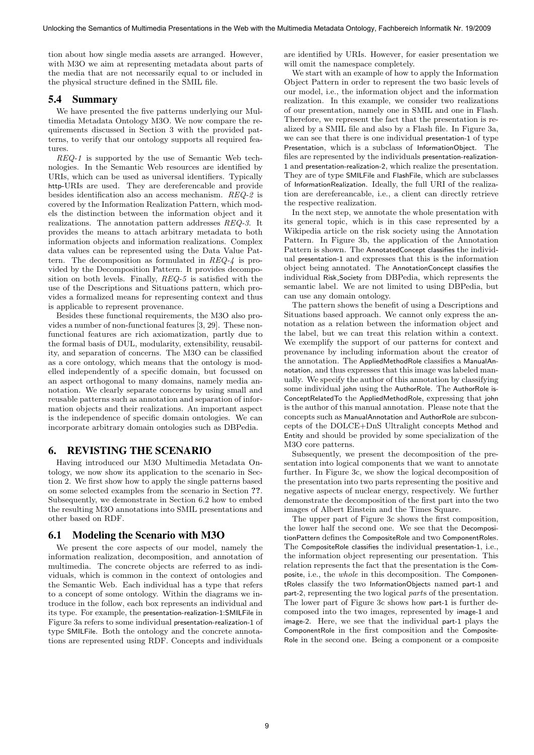tion about how single media assets are arranged. However, with M3O we aim at representing metadata about parts of the media that are not necessarily equal to or included in the physical structure defined in the SMIL file.

### 5.4 Summary

We have presented the five patterns underlying our Multimedia Metadata Ontology M3O. We now compare the requirements discussed in Section 3 with the provided patterns, to verify that our ontology supports all required features.

*REQ-1* is supported by the use of Semantic Web technologies. In the Semantic Web resources are identified by URIs, which can be used as universal identifiers. Typically http-URIs are used. They are dereferencable and provide besides identification also an access mechanism. *REQ-2* is covered by the Information Realization Pattern, which models the distinction between the information object and it realizations. The annotation pattern addresses *REQ-3*. It provides the means to attach arbitrary metadata to both information objects and information realizations. Complex data values can be represented using the Data Value Pattern. The decomposition as formulated in *REQ-4* is provided by the Decomposition Pattern. It provides decomposition on both levels. Finally, *REQ-5* is satisfied with the use of the Descriptions and Situations pattern, which provides a formalized means for representing context and thus is applicable to represent provenance.

Besides these functional requirements, the M3O also provides a number of non-functional features [3, 29]. These non-functional features are rich axiomatization, partly due to the formal basis of DUL, modularity, extensibility, reusability, and separation of concerns. The M3O can be classified as a core ontology, which means that the ontology is modelled independently of a specific domain, but focussed on an aspect orthogonal to many domains, namely media annotation. We clearly separate concerns by using small and reusable patterns such as annotation and separation of information objects and their realizations. An important aspect is the independence of specific domain ontologies. We can incorporate arbitrary domain ontologies such as DBPedia.

## 6. REVISTING THE SCENARIO

Having introduced our M3O Multimedia Metadata Ontology, we now show its application to the scenario in Section 2. We first show how to apply the single patterns based on some selected examples from the scenario in Section **??**. Subsequently, we demonstrate in Section 6.2 how to embed the resulting M3O annotations into SMIL presentations and other based on RDF.

### 6.1 Modeling the Scenario with M3O

We present the core aspects of our model, namely the information realization, decomposition, and annotation of multimedia. The concrete objects are referred to as individuals, which is common in the context of ontologies and the Semantic Web. Each individual has a type that refers to a concept of some ontology. Within the diagrams we introduce in the follow, each box represents an individual and its type. For example, the presentation-realization-1:SMILFile in Figure 3a refers to some individual presentation-realization-1 of type SMILFile. Both the ontology and the concrete annotations are represented using RDF. Concepts and individuals are identified by URIs. However, for easier presentation we will omit the namespace completely.

We start with an example of how to apply the Information Object Pattern in order to represent the two basic levels of our model, i.e., the information object and the information realization. In this example, we consider two realizations of our presentation, namely one in SMIL and one in Flash. Therefore, we represent the fact that the presentation is realized by a SMIL file and also by a Flash file. In Figure 3a, we can see that there is one individual presentation-1 of type Presentation, which is a subclass of InformationObject. The files are represented by the individuals presentation-realization-1 and presentation-realization-2, which realize the presentation. They are of type SMILFile and FlashFile, which are subclasses of InformationRealization. Ideally, the full URI of the realization are derefereancable, i.e., a client can directly retrieve the respective realization.

In the next step, we annotate the whole presentation with its general topic, which is in this case represented by a Wikipedia article on the risk society using the Annotation Pattern. In Figure 3b, the application of the Annotation Pattern is shown. The AnnotatedConcept classifies the individual presentation-1 and expresses that this is the information object being annotated. The AnnotationConcept classifies the individual Risk_Society from DBPedia, which represents the semantic label. We are not limited to using DBPedia, but can use any domain ontology.

The pattern shows the benefit of using a Descriptions and Situations based approach. We cannot only express the annotation as a relation between the information object and the label, but we can treat this relation within a context. We exemplify the support of our patterns for context and provenance by including information about the creator of the annotation. The AppliedMethodRole classifies a ManualAnnotation, and thus expresses that this image was labeled manually. We specify the author of this annotation by classifying some individual john using the AuthorRole. The AuthorRole isConceptRelatedTo the AppliedMethodRole, expressing that john is the author of this manual annotation. Please note that the concepts such as ManualAnnotation and AuthorRole are subconcepts of the DOLCE+DnS Ultralight concepts Method and Entity and should be provided by some specialization of the M3O core patterns.

Subsequently, we present the decomposition of the presentation into logical components that we want to annotate further. In Figure 3c, we show the logical decomposition of the presentation into two parts representing the positive and negative aspects of nuclear energy, respectively. We further demonstrate the decomposition of the first part into the two images of Albert Einstein and the Times Square.

The upper part of Figure 3c shows the first composition, the lower half the second one. We see that the DecompositionPattern defines the CompositeRole and two ComponentRoles. The CompositeRole classifies the individual presentation-1, i.e., the information object representing our presentation. This relation represents the fact that the presentation is the Composite, i.e., the *whole* in this decomposition. The ComponentRoles classify the two InformationObjects named part-1 and part-2, representing the two logical *part*s of the presentation. The lower part of Figure 3c shows how part-1 is further decomposed into the two images, represented by image-1 and image-2. Here, we see that the individual part-1 plays the ComponentRole in the first composition and the CompositeRole in the second one. Being a component or a composite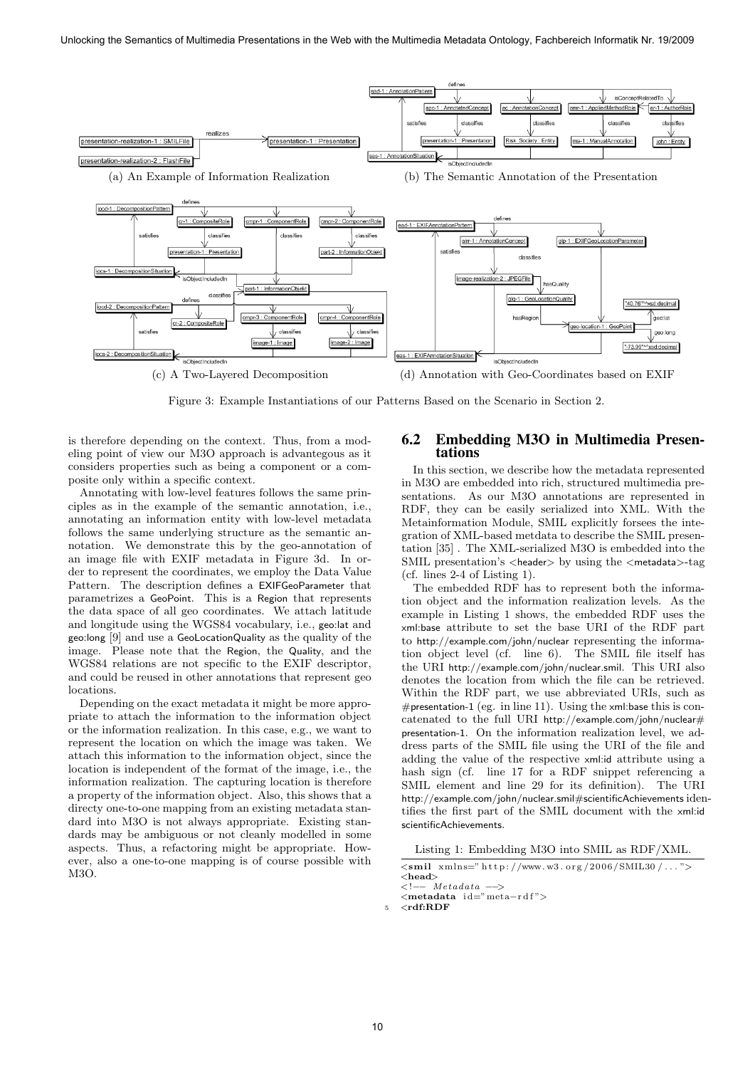(a) An Example of Information Realization

(b) The Semantic Annotation of the Presentation

(c) A Two-Layered Decomposition

(d) Annotation with Geo-Coordinates based on EXIF

Figure 3: Example Instantiations of our Patterns Based on the Scenario in Section 2.

is therefore depending on the context. Thus, from a modeling point of view our M3O approach is advantegeous as it considers properties such as being a component or a composite only within a specific context.

Annotating with low-level features follows the same principles as in the example of the semantic annotation, i.e., annotating an information entity with low-level metadata follows the same underlying structure as the semantic annotation. We demonstrate this by the geo-annotation of an image file with EXIF metadata in Figure 3d. In order to represent the coordinates, we employ the Data Value Pattern. The description defines a EXIFGeoParameter that parametrizes a GeoPoint. This is a Region that represents the data space of all geo coordinates. We attach latitude and longitude using the WGS84 vocabulary, i.e., geo:lat and geo:long [9] and use a GeoLocationQuality as the quality of the image. Please note that the Region, the Quality, and the WGS84 relations are not specific to the EXIF descriptor, and could be reused in other annotations that represent geo locations.

Depending on the exact metadata it might be more appropriate to attach the information to the information object or the information realization. In this case, e.g., we want to represent the location on which the image was taken. We attach this information to the information object, since the location is independent of the format of the image, i.e., the information realization. The capturing location is therefore a property of the information object. Also, this shows that a directy one-to-one mapping from an existing metadata standard into M3O is not always appropriate. Existing standards may be ambiguous or not cleanly modelled in some aspects. Thus, a refactoring might be appropriate. However, also a one-to-one mapping is of course possible with M3O.

## 6.2 Embedding M3O in Multimedia Presentations

In this section, we describe how the metadata represented in M3O are embedded into rich, structured multimedia presentations. As our M3O annotations are represented in RDF, they can be easily serialized into XML. With the Metainformation Module, SMIL explicitly forsees the integration of XML-based metdata to describe the SMIL presentation [35] . The XML-serialized M3O is embedded into the SMIL presentation's <header> by using the <metadata>-tag (cf. lines 2-4 of Listing 1).

The embedded RDF has to represent both the information object and the information realization levels. As the example in Listing 1 shows, the embedded RDF uses the xml:base attribute to set the base URI of the RDF part to http://example.com/john/nuclear representing the information object level (cf. line 6). The SMIL file itself has the URI http://example.com/john/nuclear.smil. This URI also denotes the location from which the file can be retrieved. Within the RDF part, we use abbreviated URIs, such as #presentation-1 (eg. in line 11). Using the xml:base this is concatenated to the full URI http://example.com/john/nuclear#presentation-1. On the information realization level, we address parts of the SMIL file using the URI of the file and adding the value of the respective xml:id attribute using a hash sign (cf. line 17 for a RDF snippet referencing a SMIL element and line 29 for its definition). The URI http://example.com/john/nuclear.smil#scientificAchievements identifies the first part of the SMIL document with the xml:id scientificAchievements.

Listing 1: Embedding M3O into SMIL as RDF/XML.

```
<smil xmlns="http://www.w3.org/2006/SMIL30/...">
<head>
<!-- Metadata -->
<metadata id="meta-rdf">
5 <rdf:RDF
```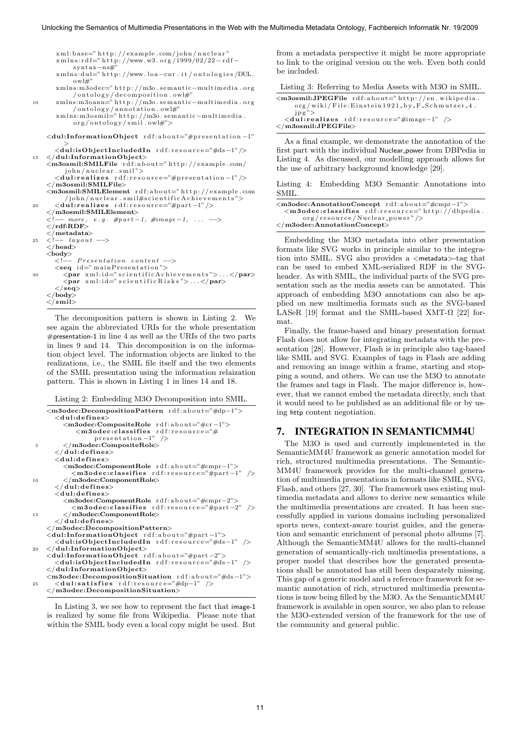```
    xml:base="http://example.com/john/nuclear"
    xmlns:rdf="http://www.w3.org/1999/02/22-rdf-
        syntax-ns#"
    xmlns:dul="http://www.loa-cnr.it/ontologies/DUL.
        owl#"
    xmlns:m3odec="http://m3o.semantic-multimedia.org
        /ontology/decomposition.owl#"
10  xmlns:m3oann="http://m3o.semantic-multimedia.org
        /ontology/annotation.owl#"
    xmlns:m3osmil="http://m3o.semantic-multimedia.
        org/ontology/smil.owl#">

  <dul:InformationObject rdf:about="#presentation-1"
      >
    <dul:isObjectIncludedIn rdf:resource="#ds-1"/>
15 </dul:InformationObject>
  <m3osmil:SMILFile rdf:about="http://example.com/
      john/nuclear.smil">
    <dul:realizes rdf:resource="#presentation-1"/>
  </m3osmil:SMILFile>
  <m3osmil:SMILElement rdf:about="http://example.com
      /john/nuclear.smil#scientificAchievements">
20  <dul:realizes rdf:resource="#part-1"/>
  </m3osmil:SMILElement>
  <!-- more, e.g. #part-1, #image-1, ... -->
  </rdf:RDF>
  </metadata>
25 <!-- layout -->
  </head>
  <body>
    <!-- Presentation content -->
    <seq id="mainPresentation">
30    <par xml:id="scientificAchievements">...</par>
      <par xml:id="scientificRisks">...</par>
    </seq>
  </body>
</smil>
```

The decomposition pattern is shown in Listing 2. We see again the abbreviated URIs for the whole presentation #presentation-1 in line 4 as well as the URIs of the two parts in lines 9 and 14. This decomposition is on the information object level. The information objects are linked to the realizations, i.e., the SMIL file itself and the two elements of the SMIL presentation using the information relaization pattern. This is shown in Listing 1 in lines 14 and 18.

Listing 2: Embedding M3O Decomposition into SMIL.

```
<m3odec:DecompositionPattern rdf:about="#dp-1">
  <dul:defines>
    <m3odec:CompositeRole rdf:about="#cr-1">
      <m3odec:classifies rdf:resource="#
          presentation-1" />
5   </m3odec:CompositeRole>
  </dul:defines>
  <dul:defines>
    <m3odec:ComponentRole rdf:about="#cmpr-1">
      <m3odec:classifies rdf:resource="#part-1" />
10  </m3odec:ComponentRole>
  </dul:defines>
  <dul:defines>
    <m3odec:ComponentRole rdf:about="#cmpr-2">
      <m3odec:classifies rdf:resource="#part-2" />
15  </m3odec:ComponentRole>
  </dul:defines>
</m3odec:DecompositionPattern>
<dul:InformationObject rdf:about="#part-1">
  <dul:isObjectIncludedIn rdf:resource="#ds-1" />
20 </dul:InformationObject>
<dul:InformationObject rdf:about="#part-2">
  <dul:isObjectIncludedIn rdf:resource="#ds-1" />
</dul:InformationObject>
<m3odec:DecompositionSituation rdf:about="#ds-1">
25 <dul:satisfies rdf:resource="#dp-1" />
</m3odec:DecompositionSituation>
```

In Listing 3, we see how to represent the fact that image-1 is realized by some file from Wikipedia. Please note that within the SMIL body even a local copy might be used. But from a metadata perspective it might be more appropriate to link to the original version on the web. Even both could be included.

Listing 3: Referring to Media Assets with M3O in SMIL.

```
<m3osmil:JPEGFile rdf:about="http://en.wikipedia.
    org/wiki/File:Einstein1921_by_F_Schmutzer_4.
    jpg">
  <dul:realizes rdf:resource="#image-1" />
</m3osmil:JPEGFile>
```

As a final example, we demonstrate the annotation of the first part with the individual Nuclear_power from DBPedia in Listing 4. As discussed, our modelling approach allows for the use of arbitrary background knowledge [29].

Listing 4: Embedding M3O Semantic Annotations into SMIL.

```
<m3odec:AnnotationConcept rdf:about="#cmpr-1">
  <m3odec:classifies rdf:resource="http://dbpedia.
      org/resource/Nuclear_power"/>
</m3odec:AnnotationConcept>
```

Embedding the M3O metadata into other presentation formats like SVG works in principle similar to the integration into SMIL. SVG also provides a <metadata>-tag that can be used to embed XML-serialized RDF in the SVG-header. As with SMIL, the individual parts of the SVG presentation such as the media assets can be annotated. This approach of embedding M3O annotations can also be applied on new multimedia formats such as the SVG-based LASeR [19] format and the SMIL-based XMT-$\Omega$ [22] format.

Finally, the frame-based and binary presentation format Flash does not allow for integrating metadata with the presentation [28]. However, Flash is in principle also tag-based like SMIL and SVG. Examples of tags in Flash are adding and removing an image within a frame, starting and stopping a sound, and others. We can use the M3O to annotate the frames and tags in Flash. The major difference is, however, that we cannot embed the metadata directly, such that it would need to be published as an additional file or by using http content negotiation.

## 7. INTEGRATION IN SEMANTICMM4U

The M3O is used and currently implementeted in the SemanticMM4U framework as generic annotation model for rich, structured multimedia presentations. The SemanticMM4U framework provides for the multi-channel generation of multimedia presentations in formats like SMIL, SVG, Flash, and others [27, 30]. The framework uses existing multimedia metadata and allows to derive new semantics while the multimedia presentations are created. It has been successfully applied in various domains including personalized sports news, context-aware tourist guides, and the generation and semantic enrichment of personal photo albums [7]. Although the SemanticMM4U allows for the multi-channel generation of semantically-rich multimedia presentations, a proper model that describes how the generated presentations shall be annotated has still been desparately missing. This gap of a generic model and a reference framework for semantic annotation of rich, structured multimedia presentations is now being filled by the M3O. As the SemanticMM4U framework is available in open source, we also plan to release the M3O-extended version of the framework for the use of the community and general public.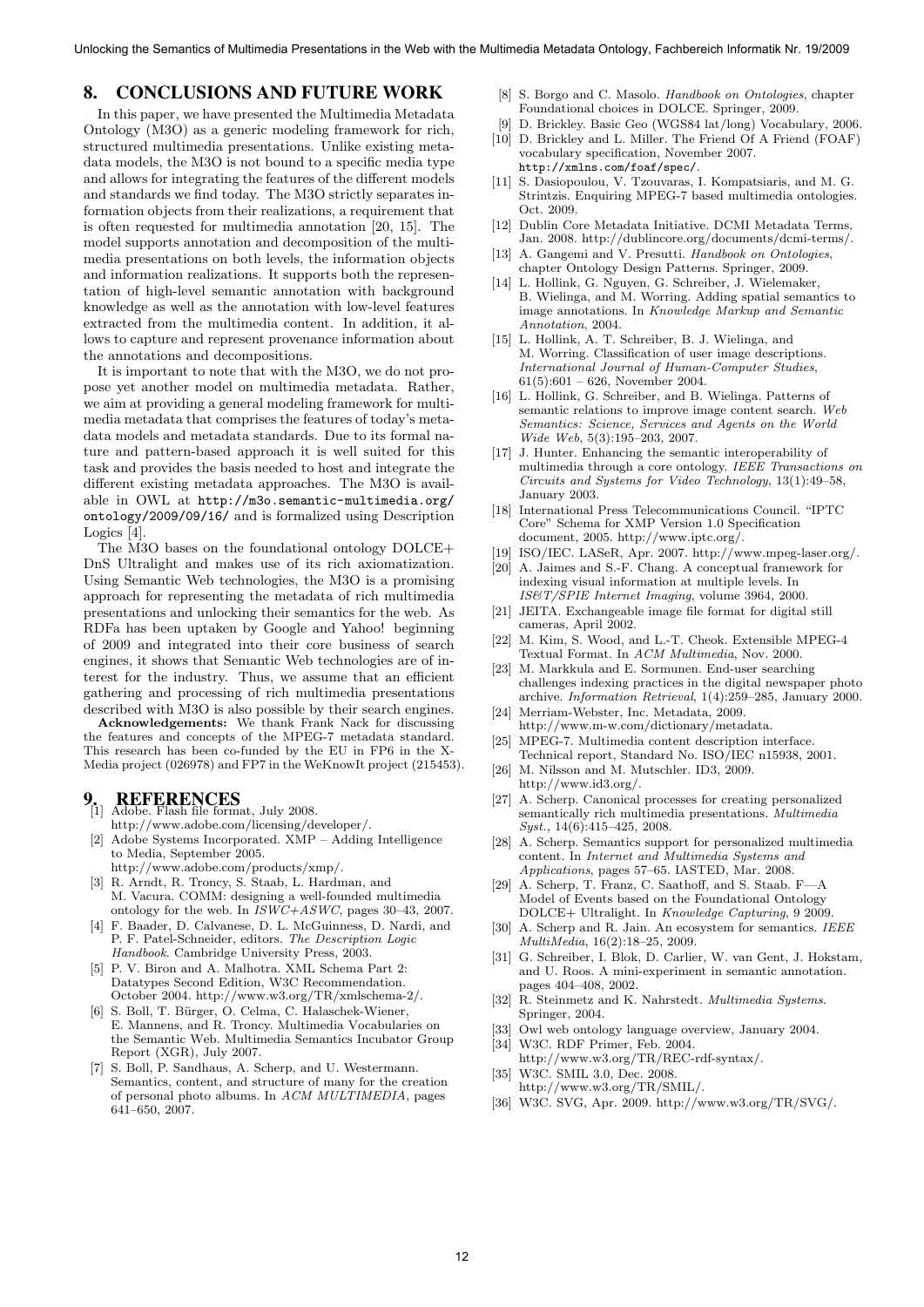## 8. CONCLUSIONS AND FUTURE WORK

In this paper, we have presented the Multimedia Metadata Ontology (M3O) as a generic modeling framework for rich, structured multimedia presentations. Unlike existing metadata models, the M3O is not bound to a specific media type and allows for integrating the features of the different models and standards we find today. The M3O strictly separates information objects from their realizations, a requirement that is often requested for multimedia annotation [20, 15]. The model supports annotation and decomposition of the multimedia presentations on both levels, the information objects and information realizations. It supports both the representation of high-level semantic annotation with background knowledge as well as the annotation with low-level features extracted from the multimedia content. In addition, it allows to capture and represent provenance information about the annotations and decompositions.

It is important to note that with the M3O, we do not propose yet another model on multimedia metadata. Rather, we aim at providing a general modeling framework for multimedia metadata that comprises the features of today's metadata models and metadata standards. Due to its formal nature and pattern-based approach it is well suited for this task and provides the basis needed to host and integrate the different existing metadata approaches. The M3O is available in OWL at `http://m3o.semantic-multimedia.org/ontology/2009/09/16/` and is formalized using Description Logics [4].

The M3O bases on the foundational ontology DOLCE+DnS Ultralight and makes use of its rich axiomatization. Using Semantic Web technologies, the M3O is a promising approach for representing the metadata of rich multimedia presentations and unlocking their semantics for the web. As RDFa has been uptaken by Google and Yahoo! beginning of 2009 and integrated into their core business of search engines, it shows that Semantic Web technologies are of interest for the industry. Thus, we assume that an efficient gathering and processing of rich multimedia presentations described with M3O is also possible by their search engines.

**Acknowledgements:** We thank Frank Nack for discussing the features and concepts of the MPEG-7 metadata standard. This research has been co-funded by the EU in FP6 in the X-Media project (026978) and FP7 in the WeKnowIt project (215453).

## 9. REFERENCES

[1] Adobe. Flash file format, July 2008. http://www.adobe.com/licensing/developer/.

[2] Adobe Systems Incorporated. XMP – Adding Intelligence to Media, September 2005. http://www.adobe.com/products/xmp/.

[3] R. Arndt, R. Troncy, S. Staab, L. Hardman, and M. Vacura. COMM: designing a well-founded multimedia ontology for the web. In *ISWC+ASWC*, pages 30–43, 2007.

[4] F. Baader, D. Calvanese, D. L. McGuinness, D. Nardi, and P. F. Patel-Schneider, editors. *The Description Logic Handbook*. Cambridge University Press, 2003.

[5] P. V. Biron and A. Malhotra. XML Schema Part 2: Datatypes Second Edition, W3C Recommendation. October 2004. http://www.w3.org/TR/xmlschema-2/.

[6] S. Boll, T. Bürger, O. Celma, C. Halaschek-Wiener, E. Mannens, and R. Troncy. Multimedia Vocabularies on the Semantic Web. Multimedia Semantics Incubator Group Report (XGR), July 2007.

[7] S. Boll, P. Sandhaus, A. Scherp, and U. Westermann. Semantics, content, and structure of many for the creation of personal photo albums. In *ACM MULTIMEDIA*, pages 641–650, 2007.

[8] S. Borgo and C. Masolo. *Handbook on Ontologies*, chapter Foundational choices in DOLCE. Springer, 2009.

[9] D. Brickley. Basic Geo (WGS84 lat/long) Vocabulary, 2006.

[10] D. Brickley and L. Miller. The Friend Of A Friend (FOAF) vocabulary specification, November 2007. `http://xmlns.com/foaf/spec/`.

[11] S. Dasiopoulou, V. Tzouvaras, I. Kompatsiaris, and M. G. Strintzis. Enquiring MPEG-7 based multimedia ontologies. Oct. 2009.

[12] Dublin Core Metadata Initiative. DCMI Metadata Terms, Jan. 2008. http://dublincore.org/documents/dcmi-terms/.

[13] A. Gangemi and V. Presutti. *Handbook on Ontologies*, chapter Ontology Design Patterns. Springer, 2009.

[14] L. Hollink, G. Nguyen, G. Schreiber, J. Wielemaker, B. Wielinga, and M. Worring. Adding spatial semantics to image annotations. In *Knowledge Markup and Semantic Annotation*, 2004.

[15] L. Hollink, A. T. Schreiber, B. J. Wielinga, and M. Worring. Classification of user image descriptions. *International Journal of Human-Computer Studies*, 61(5):601 – 626, November 2004.

[16] L. Hollink, G. Schreiber, and B. Wielinga. Patterns of semantic relations to improve image content search. *Web Semantics: Science, Services and Agents on the World Wide Web*, 5(3):195–203, 2007.

[17] J. Hunter. Enhancing the semantic interoperability of multimedia through a core ontology. *IEEE Transactions on Circuits and Systems for Video Technology*, 13(1):49–58, January 2003.

[18] International Press Telecommunications Council. "IPTC Core" Schema for XMP Version 1.0 Specification document, 2005. http://www.iptc.org/.

[19] ISO/IEC. LASeR, Apr. 2007. http://www.mpeg-laser.org/.

[20] A. Jaimes and S.-F. Chang. A conceptual framework for indexing visual information at multiple levels. In *IS&T/SPIE Internet Imaging*, volume 3964, 2000.

[21] JEITA. Exchangeable image file format for digital still cameras, April 2002.

[22] M. Kim, S. Wood, and L.-T. Cheok. Extensible MPEG-4 Textual Format. In *ACM Multimedia*, Nov. 2000.

[23] M. Markkula and E. Sormunen. End-user searching challenges indexing practices in the digital newspaper photo archive. *Information Retrieval*, 1(4):259–285, January 2000.

[24] Merriam-Webster, Inc. Metadata, 2009. http://www.m-w.com/dictionary/metadata.

[25] MPEG-7. Multimedia content description interface. Technical report, Standard No. ISO/IEC n15938, 2001.

[26] M. Nilsson and M. Mutschler. ID3, 2009. http://www.id3.org/.

[27] A. Scherp. Canonical processes for creating personalized semantically rich multimedia presentations. *Multimedia Syst.*, 14(6):415–425, 2008.

[28] A. Scherp. Semantics support for personalized multimedia content. In *Internet and Multimedia Systems and Applications*, pages 57–65. IASTED, Mar. 2008.

[29] A. Scherp, T. Franz, C. Saathoff, and S. Staab. F—A Model of Events based on the Foundational Ontology DOLCE+ Ultralight. In *Knowledge Capturing*, 9 2009.

[30] A. Scherp and R. Jain. An ecosystem for semantics. *IEEE MultiMedia*, 16(2):18–25, 2009.

[31] G. Schreiber, I. Blok, D. Carlier, W. van Gent, J. Hokstam, and U. Roos. A mini-experiment in semantic annotation. pages 404–408, 2002.

[32] R. Steinmetz and K. Nahrstedt. *Multimedia Systems*. Springer, 2004.

[33] Owl web ontology language overview, January 2004.

[34] W3C. RDF Primer, Feb. 2004. http://www.w3.org/TR/REC-rdf-syntax/.

[35] W3C. SMIL 3.0, Dec. 2008. http://www.w3.org/TR/SMIL/.

[36] W3C. SVG, Apr. 2009. http://www.w3.org/TR/SVG/.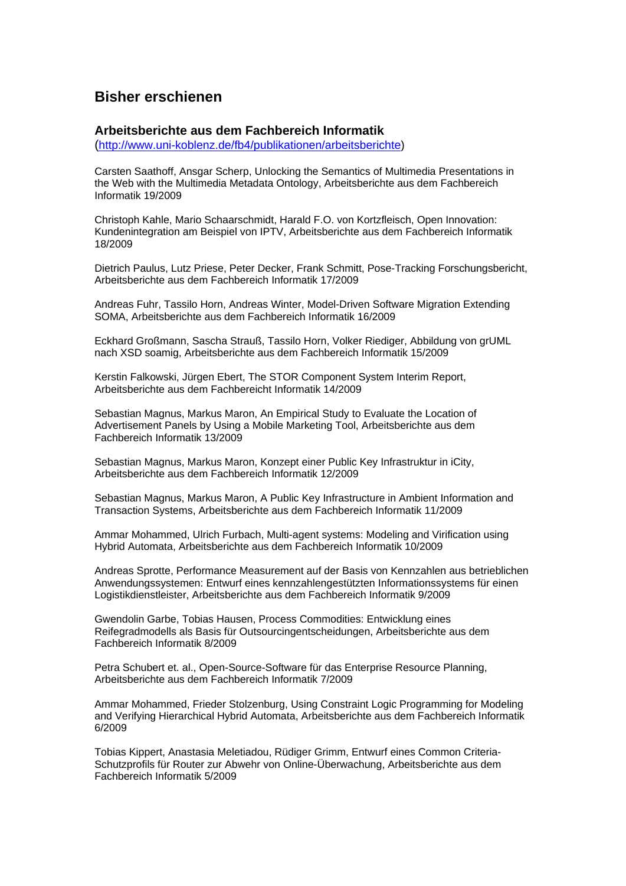## Bisher erschienen

### Arbeitsberichte aus dem Fachbereich Informatik

(http://www.uni-koblenz.de/fb4/publikationen/arbeitsberichte)

Carsten Saathoff, Ansgar Scherp, Unlocking the Semantics of Multimedia Presentations in the Web with the Multimedia Metadata Ontology, Arbeitsberichte aus dem Fachbereich Informatik 19/2009

Christoph Kahle, Mario Schaarschmidt, Harald F.O. von Kortzfleisch, Open Innovation: Kundenintegration am Beispiel von IPTV, Arbeitsberichte aus dem Fachbereich Informatik 18/2009

Dietrich Paulus, Lutz Priese, Peter Decker, Frank Schmitt, Pose-Tracking Forschungsbericht, Arbeitsberichte aus dem Fachbereich Informatik 17/2009

Andreas Fuhr, Tassilo Horn, Andreas Winter, Model-Driven Software Migration Extending SOMA, Arbeitsberichte aus dem Fachbereich Informatik 16/2009

Eckhard Großmann, Sascha Strauß, Tassilo Horn, Volker Riediger, Abbildung von grUML nach XSD soamig, Arbeitsberichte aus dem Fachbereich Informatik 15/2009

Kerstin Falkowski, Jürgen Ebert, The STOR Component System Interim Report, Arbeitsberichte aus dem Fachbereicht Informatik 14/2009

Sebastian Magnus, Markus Maron, An Empirical Study to Evaluate the Location of Advertisement Panels by Using a Mobile Marketing Tool, Arbeitsberichte aus dem Fachbereich Informatik 13/2009

Sebastian Magnus, Markus Maron, Konzept einer Public Key Infrastruktur in iCity, Arbeitsberichte aus dem Fachbereich Informatik 12/2009

Sebastian Magnus, Markus Maron, A Public Key Infrastructure in Ambient Information and Transaction Systems, Arbeitsberichte aus dem Fachbereich Informatik 11/2009

Ammar Mohammed, Ulrich Furbach, Multi-agent systems: Modeling and Verification using Hybrid Automata, Arbeitsberichte aus dem Fachbereich Informatik 10/2009

Andreas Sprotte, Performance Measurement auf der Basis von Kennzahlen aus betrieblichen Anwendungssystemen: Entwurf eines kennzahlengestützten Informationssystems für einen Logistikdienstleister, Arbeitsberichte aus dem Fachbereich Informatik 9/2009

Gwendolin Garbe, Tobias Hausen, Process Commodities: Entwicklung eines Reifegradmodells als Basis für Outsourcingentscheidungen, Arbeitsberichte aus dem Fachbereich Informatik 8/2009

Petra Schubert et. al., Open-Source-Software für das Enterprise Resource Planning, Arbeitsberichte aus dem Fachbereich Informatik 7/2009

Ammar Mohammed, Frieder Stolzenburg, Using Constraint Logic Programming for Modeling and Verifying Hierarchical Hybrid Automata, Arbeitsberichte aus dem Fachbereich Informatik 6/2009

Tobias Kippert, Anastasia Meletiadou, Rüdiger Grimm, Entwurf eines Common Criteria-Schutzprofils für Router zur Abwehr von Online-Überwachung, Arbeitsberichte aus dem Fachbereich Informatik 5/2009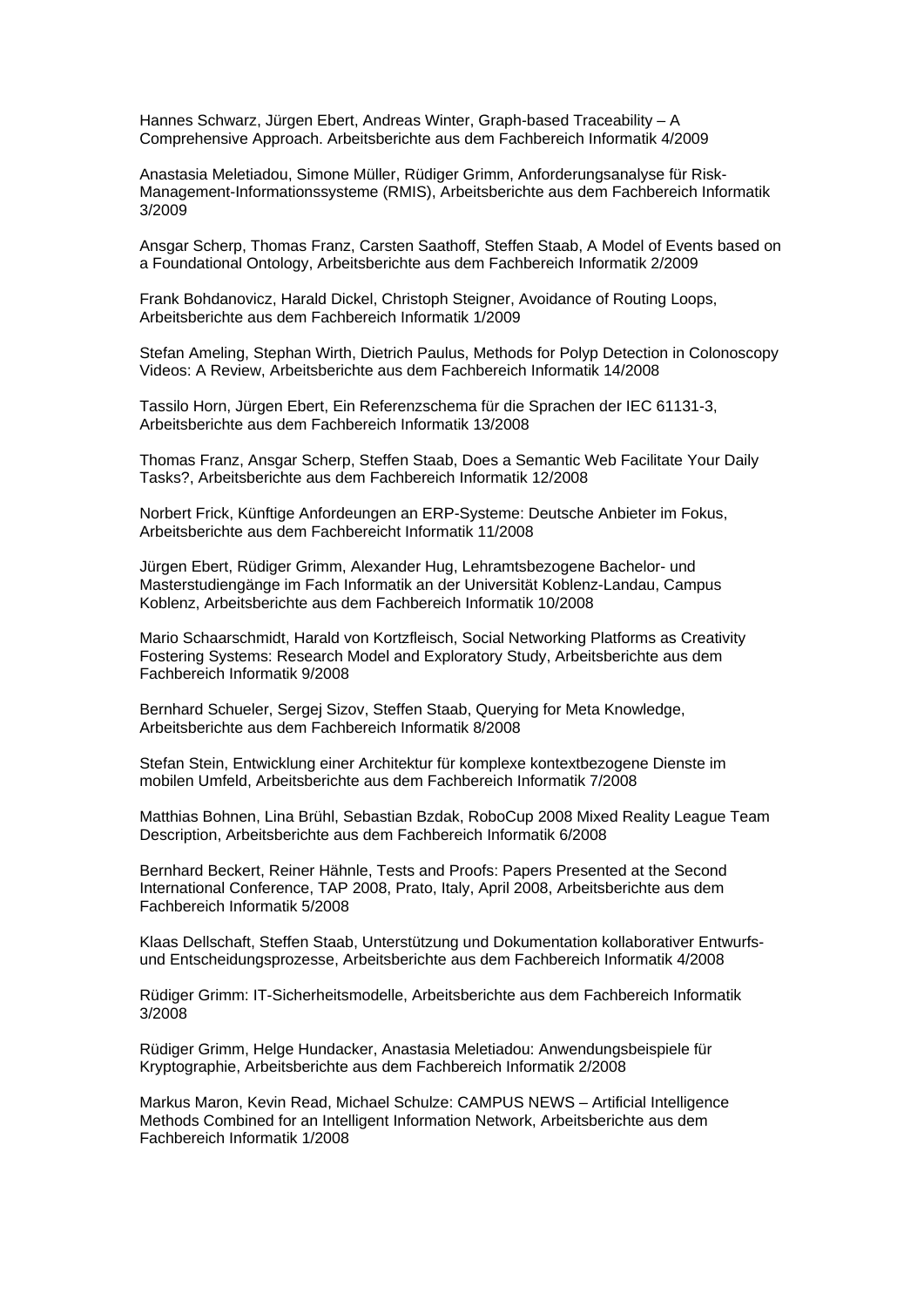Hannes Schwarz, Jürgen Ebert, Andreas Winter, Graph-based Traceability – A Comprehensive Approach. Arbeitsberichte aus dem Fachbereich Informatik 4/2009

Anastasia Meletiadou, Simone Müller, Rüdiger Grimm, Anforderungsanalyse für Risk-Management-Informationssysteme (RMIS), Arbeitsberichte aus dem Fachbereich Informatik 3/2009

Ansgar Scherp, Thomas Franz, Carsten Saathoff, Steffen Staab, A Model of Events based on a Foundational Ontology, Arbeitsberichte aus dem Fachbereich Informatik 2/2009

Frank Bohdanovicz, Harald Dickel, Christoph Steigner, Avoidance of Routing Loops, Arbeitsberichte aus dem Fachbereich Informatik 1/2009

Stefan Ameling, Stephan Wirth, Dietrich Paulus, Methods for Polyp Detection in Colonoscopy Videos: A Review, Arbeitsberichte aus dem Fachbereich Informatik 14/2008

Tassilo Horn, Jürgen Ebert, Ein Referenzschema für die Sprachen der IEC 61131-3, Arbeitsberichte aus dem Fachbereich Informatik 13/2008

Thomas Franz, Ansgar Scherp, Steffen Staab, Does a Semantic Web Facilitate Your Daily Tasks?, Arbeitsberichte aus dem Fachbereich Informatik 12/2008

Norbert Frick, Künftige Anfordeungen an ERP-Systeme: Deutsche Anbieter im Fokus, Arbeitsberichte aus dem Fachbereicht Informatik 11/2008

Jürgen Ebert, Rüdiger Grimm, Alexander Hug, Lehramtsbezogene Bachelor- und Masterstudiengänge im Fach Informatik an der Universität Koblenz-Landau, Campus Koblenz, Arbeitsberichte aus dem Fachbereich Informatik 10/2008

Mario Schaarschmidt, Harald von Kortzfleisch, Social Networking Platforms as Creativity Fostering Systems: Research Model and Exploratory Study, Arbeitsberichte aus dem Fachbereich Informatik 9/2008

Bernhard Schueler, Sergej Sizov, Steffen Staab, Querying for Meta Knowledge, Arbeitsberichte aus dem Fachbereich Informatik 8/2008

Stefan Stein, Entwicklung einer Architektur für komplexe kontextbezogene Dienste im mobilen Umfeld, Arbeitsberichte aus dem Fachbereich Informatik 7/2008

Matthias Bohnen, Lina Brühl, Sebastian Bzdak, RoboCup 2008 Mixed Reality League Team Description, Arbeitsberichte aus dem Fachbereich Informatik 6/2008

Bernhard Beckert, Reiner Hähnle, Tests and Proofs: Papers Presented at the Second International Conference, TAP 2008, Prato, Italy, April 2008, Arbeitsberichte aus dem Fachbereich Informatik 5/2008

Klaas Dellschaft, Steffen Staab, Unterstützung und Dokumentation kollaborativer Entwurfs- und Entscheidungsprozesse, Arbeitsberichte aus dem Fachbereich Informatik 4/2008

Rüdiger Grimm: IT-Sicherheitsmodelle, Arbeitsberichte aus dem Fachbereich Informatik 3/2008

Rüdiger Grimm, Helge Hundacker, Anastasia Meletiadou: Anwendungsbeispiele für Kryptographie, Arbeitsberichte aus dem Fachbereich Informatik 2/2008

Markus Maron, Kevin Read, Michael Schulze: CAMPUS NEWS – Artificial Intelligence Methods Combined for an Intelligent Information Network, Arbeitsberichte aus dem Fachbereich Informatik 1/2008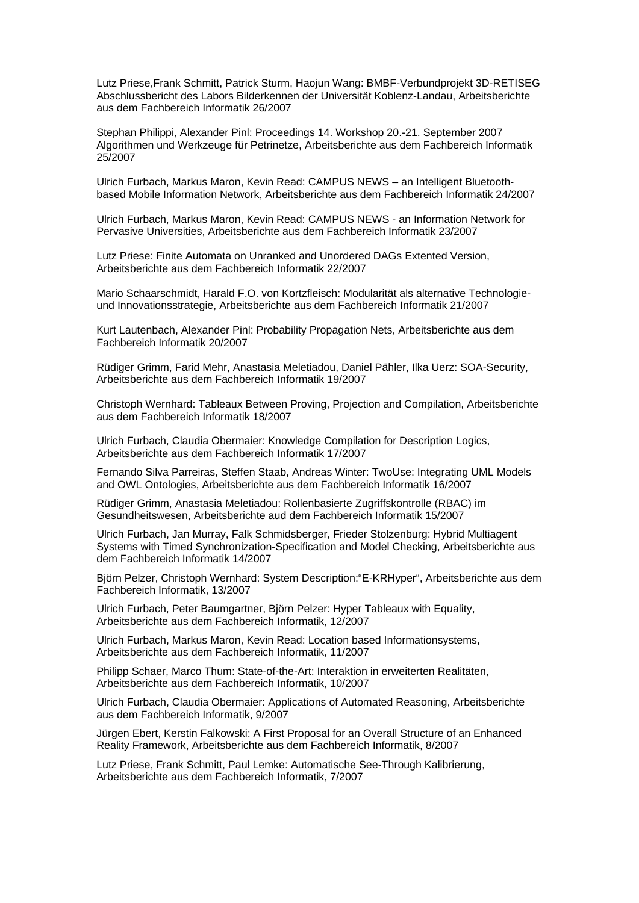Lutz Priese,Frank Schmitt, Patrick Sturm, Haojun Wang: BMBF-Verbundprojekt 3D-RETISEG Abschlussbericht des Labors Bilderkennen der Universität Koblenz-Landau, Arbeitsberichte aus dem Fachbereich Informatik 26/2007

Stephan Philippi, Alexander Pinl: Proceedings 14. Workshop 20.-21. September 2007 Algorithmen und Werkzeuge für Petrinetze, Arbeitsberichte aus dem Fachbereich Informatik 25/2007

Ulrich Furbach, Markus Maron, Kevin Read: CAMPUS NEWS – an Intelligent Bluetooth-based Mobile Information Network, Arbeitsberichte aus dem Fachbereich Informatik 24/2007

Ulrich Furbach, Markus Maron, Kevin Read: CAMPUS NEWS - an Information Network for Pervasive Universities, Arbeitsberichte aus dem Fachbereich Informatik 23/2007

Lutz Priese: Finite Automata on Unranked and Unordered DAGs Extented Version, Arbeitsberichte aus dem Fachbereich Informatik 22/2007

Mario Schaarschmidt, Harald F.O. von Kortzfleisch: Modularität als alternative Technologie- und Innovationsstrategie, Arbeitsberichte aus dem Fachbereich Informatik 21/2007

Kurt Lautenbach, Alexander Pinl: Probability Propagation Nets, Arbeitsberichte aus dem Fachbereich Informatik 20/2007

Rüdiger Grimm, Farid Mehr, Anastasia Meletiadou, Daniel Pähler, Ilka Uerz: SOA-Security, Arbeitsberichte aus dem Fachbereich Informatik 19/2007

Christoph Wernhard: Tableaux Between Proving, Projection and Compilation, Arbeitsberichte aus dem Fachbereich Informatik 18/2007

Ulrich Furbach, Claudia Obermaier: Knowledge Compilation for Description Logics, Arbeitsberichte aus dem Fachbereich Informatik 17/2007

Fernando Silva Parreiras, Steffen Staab, Andreas Winter: TwoUse: Integrating UML Models and OWL Ontologies, Arbeitsberichte aus dem Fachbereich Informatik 16/2007

Rüdiger Grimm, Anastasia Meletiadou: Rollenbasierte Zugriffskontrolle (RBAC) im Gesundheitswesen, Arbeitsberichte aud dem Fachbereich Informatik 15/2007

Ulrich Furbach, Jan Murray, Falk Schmidsberger, Frieder Stolzenburg: Hybrid Multiagent Systems with Timed Synchronization-Specification and Model Checking, Arbeitsberichte aus dem Fachbereich Informatik 14/2007

Björn Pelzer, Christoph Wernhard: System Description:“E-KRHyper“, Arbeitsberichte aus dem Fachbereich Informatik, 13/2007

Ulrich Furbach, Peter Baumgartner, Björn Pelzer: Hyper Tableaux with Equality, Arbeitsberichte aus dem Fachbereich Informatik, 12/2007

Ulrich Furbach, Markus Maron, Kevin Read: Location based Informationsystems, Arbeitsberichte aus dem Fachbereich Informatik, 11/2007

Philipp Schaer, Marco Thum: State-of-the-Art: Interaktion in erweiterten Realitäten, Arbeitsberichte aus dem Fachbereich Informatik, 10/2007

Ulrich Furbach, Claudia Obermaier: Applications of Automated Reasoning, Arbeitsberichte aus dem Fachbereich Informatik, 9/2007

Jürgen Ebert, Kerstin Falkowski: A First Proposal for an Overall Structure of an Enhanced Reality Framework, Arbeitsberichte aus dem Fachbereich Informatik, 8/2007

Lutz Priese, Frank Schmitt, Paul Lemke: Automatische See-Through Kalibrierung, Arbeitsberichte aus dem Fachbereich Informatik, 7/2007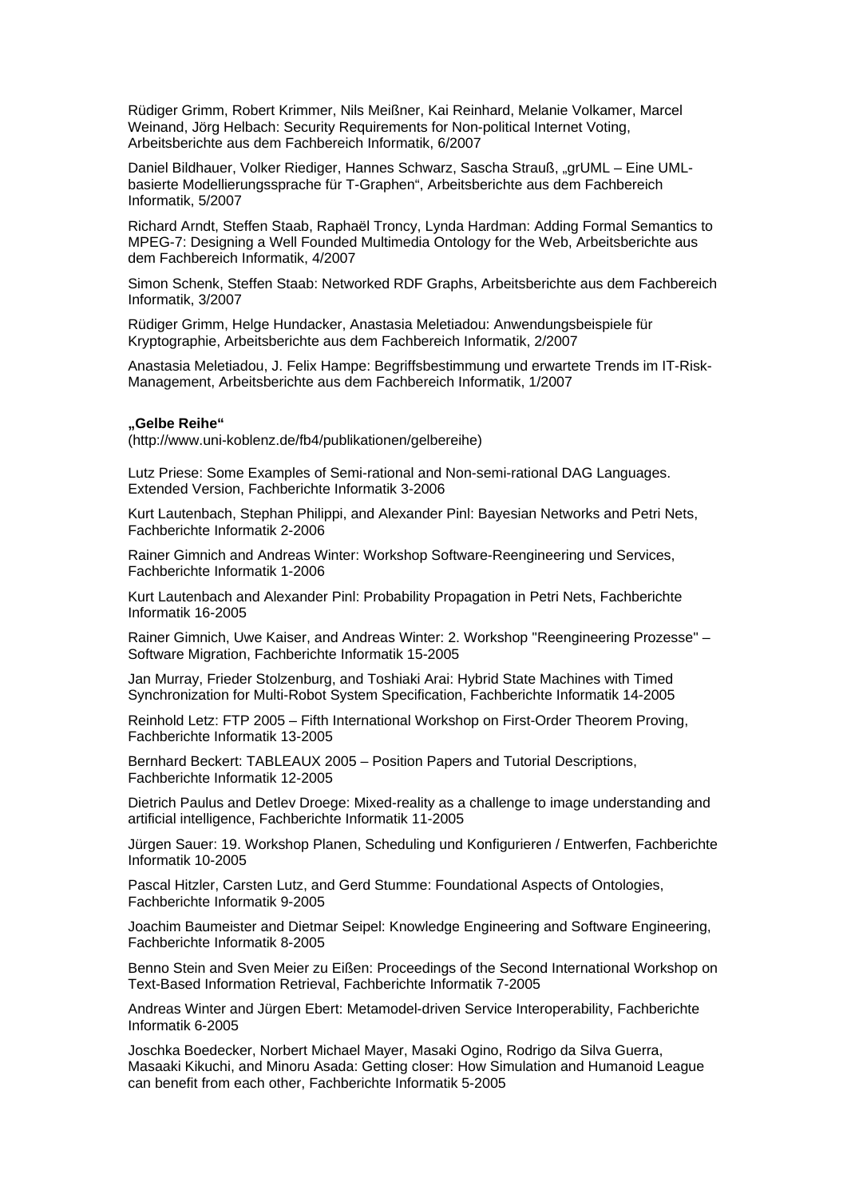Rüdiger Grimm, Robert Krimmer, Nils Meißner, Kai Reinhard, Melanie Volkamer, Marcel Weinand, Jörg Helbach: Security Requirements for Non-political Internet Voting, Arbeitsberichte aus dem Fachbereich Informatik, 6/2007

Daniel Bildhauer, Volker Riediger, Hannes Schwarz, Sascha Strauß, „grUML – Eine UML-basierte Modellierungssprache für T-Graphen", Arbeitsberichte aus dem Fachbereich Informatik, 5/2007

Richard Arndt, Steffen Staab, Raphaël Troncy, Lynda Hardman: Adding Formal Semantics to MPEG-7: Designing a Well Founded Multimedia Ontology for the Web, Arbeitsberichte aus dem Fachbereich Informatik, 4/2007

Simon Schenk, Steffen Staab: Networked RDF Graphs, Arbeitsberichte aus dem Fachbereich Informatik, 3/2007

Rüdiger Grimm, Helge Hundacker, Anastasia Meletiadou: Anwendungsbeispiele für Kryptographie, Arbeitsberichte aus dem Fachbereich Informatik, 2/2007

Anastasia Meletiadou, J. Felix Hampe: Begriffsbestimmung und erwartete Trends im IT-Risk-Management, Arbeitsberichte aus dem Fachbereich Informatik, 1/2007

**„Gelbe Reihe"**
(http://www.uni-koblenz.de/fb4/publikationen/gelbereihe)

Lutz Priese: Some Examples of Semi-rational and Non-semi-rational DAG Languages. Extended Version, Fachberichte Informatik 3-2006

Kurt Lautenbach, Stephan Philippi, and Alexander Pinl: Bayesian Networks and Petri Nets, Fachberichte Informatik 2-2006

Rainer Gimnich and Andreas Winter: Workshop Software-Reengineering und Services, Fachberichte Informatik 1-2006

Kurt Lautenbach and Alexander Pinl: Probability Propagation in Petri Nets, Fachberichte Informatik 16-2005

Rainer Gimnich, Uwe Kaiser, and Andreas Winter: 2. Workshop "Reengineering Prozesse" – Software Migration, Fachberichte Informatik 15-2005

Jan Murray, Frieder Stolzenburg, and Toshiaki Arai: Hybrid State Machines with Timed Synchronization for Multi-Robot System Specification, Fachberichte Informatik 14-2005

Reinhold Letz: FTP 2005 – Fifth International Workshop on First-Order Theorem Proving, Fachberichte Informatik 13-2005

Bernhard Beckert: TABLEAUX 2005 – Position Papers and Tutorial Descriptions, Fachberichte Informatik 12-2005

Dietrich Paulus and Detlev Droege: Mixed-reality as a challenge to image understanding and artificial intelligence, Fachberichte Informatik 11-2005

Jürgen Sauer: 19. Workshop Planen, Scheduling und Konfigurieren / Entwerfen, Fachberichte Informatik 10-2005

Pascal Hitzler, Carsten Lutz, and Gerd Stumme: Foundational Aspects of Ontologies, Fachberichte Informatik 9-2005

Joachim Baumeister and Dietmar Seipel: Knowledge Engineering and Software Engineering, Fachberichte Informatik 8-2005

Benno Stein and Sven Meier zu Eißen: Proceedings of the Second International Workshop on Text-Based Information Retrieval, Fachberichte Informatik 7-2005

Andreas Winter and Jürgen Ebert: Metamodel-driven Service Interoperability, Fachberichte Informatik 6-2005

Joschka Boedecker, Norbert Michael Mayer, Masaki Ogino, Rodrigo da Silva Guerra, Masaaki Kikuchi, and Minoru Asada: Getting closer: How Simulation and Humanoid League can benefit from each other, Fachberichte Informatik 5-2005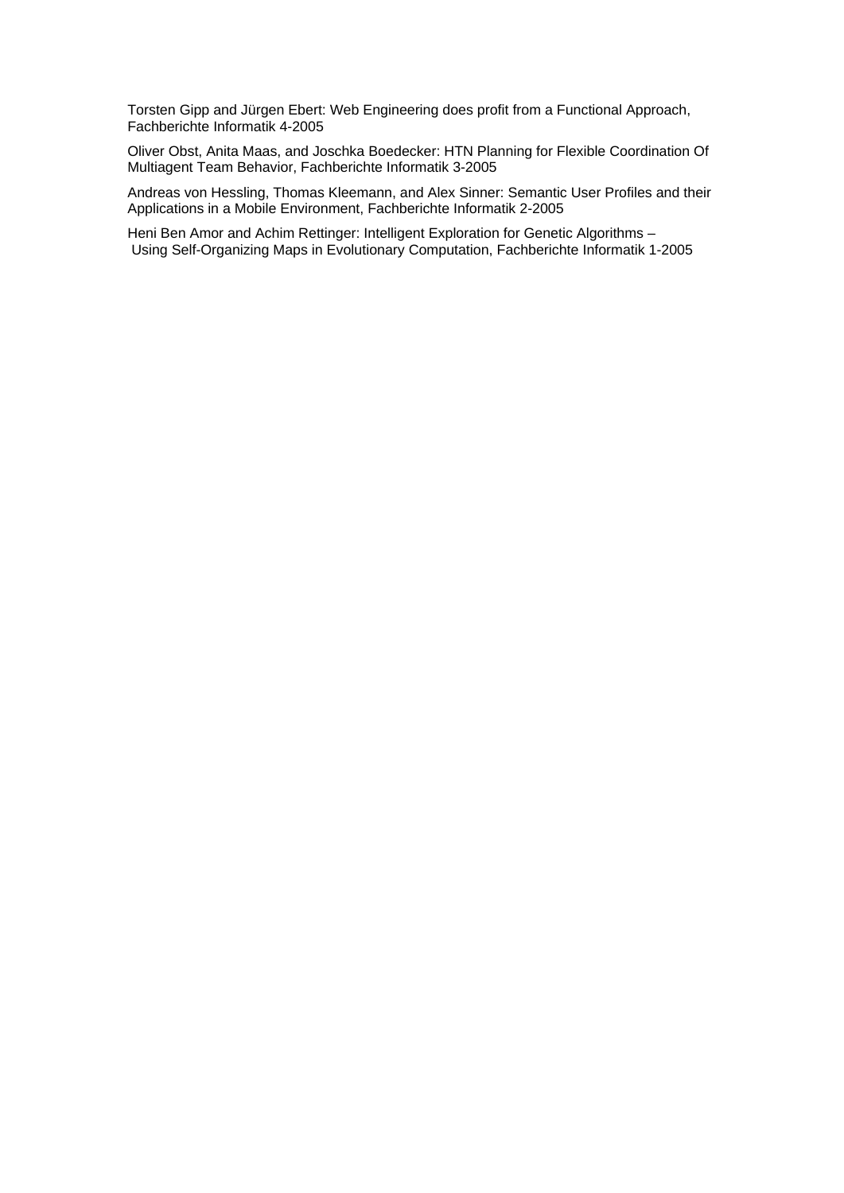Torsten Gipp and Jürgen Ebert: Web Engineering does profit from a Functional Approach, Fachberichte Informatik 4-2005

Oliver Obst, Anita Maas, and Joschka Boedecker: HTN Planning for Flexible Coordination Of Multiagent Team Behavior, Fachberichte Informatik 3-2005

Andreas von Hessling, Thomas Kleemann, and Alex Sinner: Semantic User Profiles and their Applications in a Mobile Environment, Fachberichte Informatik 2-2005

Heni Ben Amor and Achim Rettinger: Intelligent Exploration for Genetic Algorithms – Using Self-Organizing Maps in Evolutionary Computation, Fachberichte Informatik 1-2005